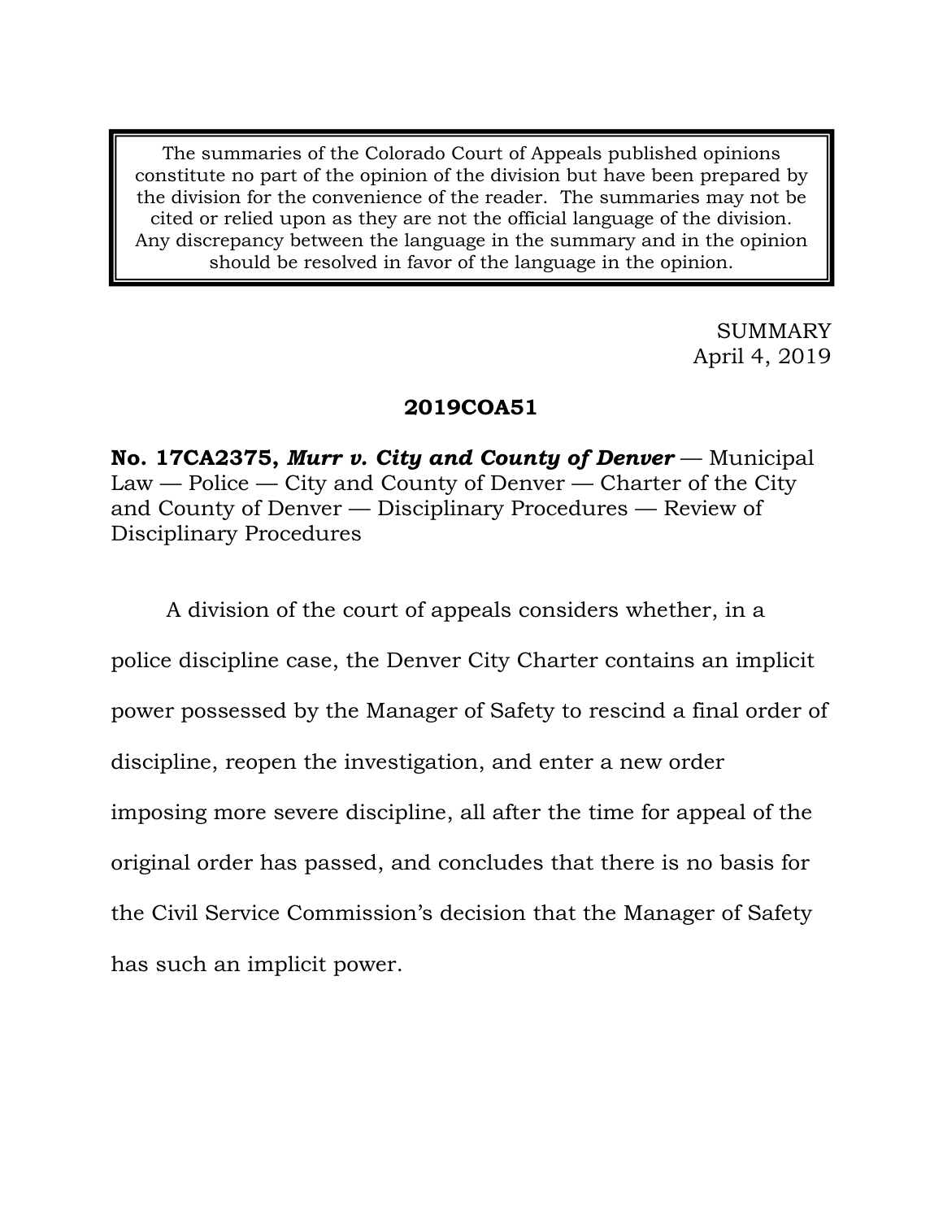> The summaries of the Colorado Court of Appeals published opinions constitute no part of the opinion of the division but have been prepared by the division for the convenience of the reader. The summaries may not be cited or relied upon as they are not the official language of the division. Any discrepancy between the language in the summary and in the opinion should be resolved in favor of the language in the opinion.

SUMMARY
April 4, 2019

**2019COA51**

**No. 17CA2375, *Murr v. City and County of Denver*** — Municipal Law — Police — City and County of Denver — Charter of the City and County of Denver — Disciplinary Procedures — Review of Disciplinary Procedures

A division of the court of appeals considers whether, in a police discipline case, the Denver City Charter contains an implicit power possessed by the Manager of Safety to rescind a final order of discipline, reopen the investigation, and enter a new order imposing more severe discipline, all after the time for appeal of the original order has passed, and concludes that there is no basis for the Civil Service Commission's decision that the Manager of Safety has such an implicit power.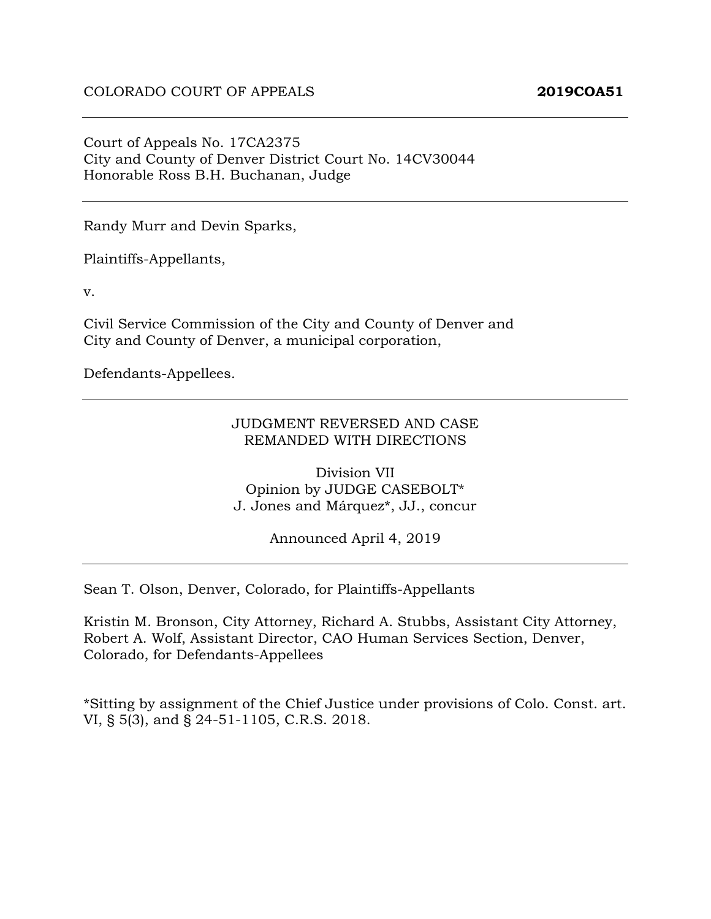COLORADO COURT OF APPEALS **2019COA51**

---

Court of Appeals No. 17CA2375
City and County of Denver District Court No. 14CV30044
Honorable Ross B.H. Buchanan, Judge

---

Randy Murr and Devin Sparks,

Plaintiffs-Appellants,

v.

Civil Service Commission of the City and County of Denver and
City and County of Denver, a municipal corporation,

Defendants-Appellees.

---

JUDGMENT REVERSED AND CASE
REMANDED WITH DIRECTIONS

Division VII
Opinion by JUDGE CASEBOLT*
J. Jones and Márquez*, JJ., concur

Announced April 4, 2019

---

Sean T. Olson, Denver, Colorado, for Plaintiffs-Appellants

Kristin M. Bronson, City Attorney, Richard A. Stubbs, Assistant City Attorney, Robert A. Wolf, Assistant Director, CAO Human Services Section, Denver, Colorado, for Defendants-Appellees

*Sitting by assignment of the Chief Justice under provisions of Colo. Const. art. VI, § 5(3), and § 24-51-1105, C.R.S. 2018.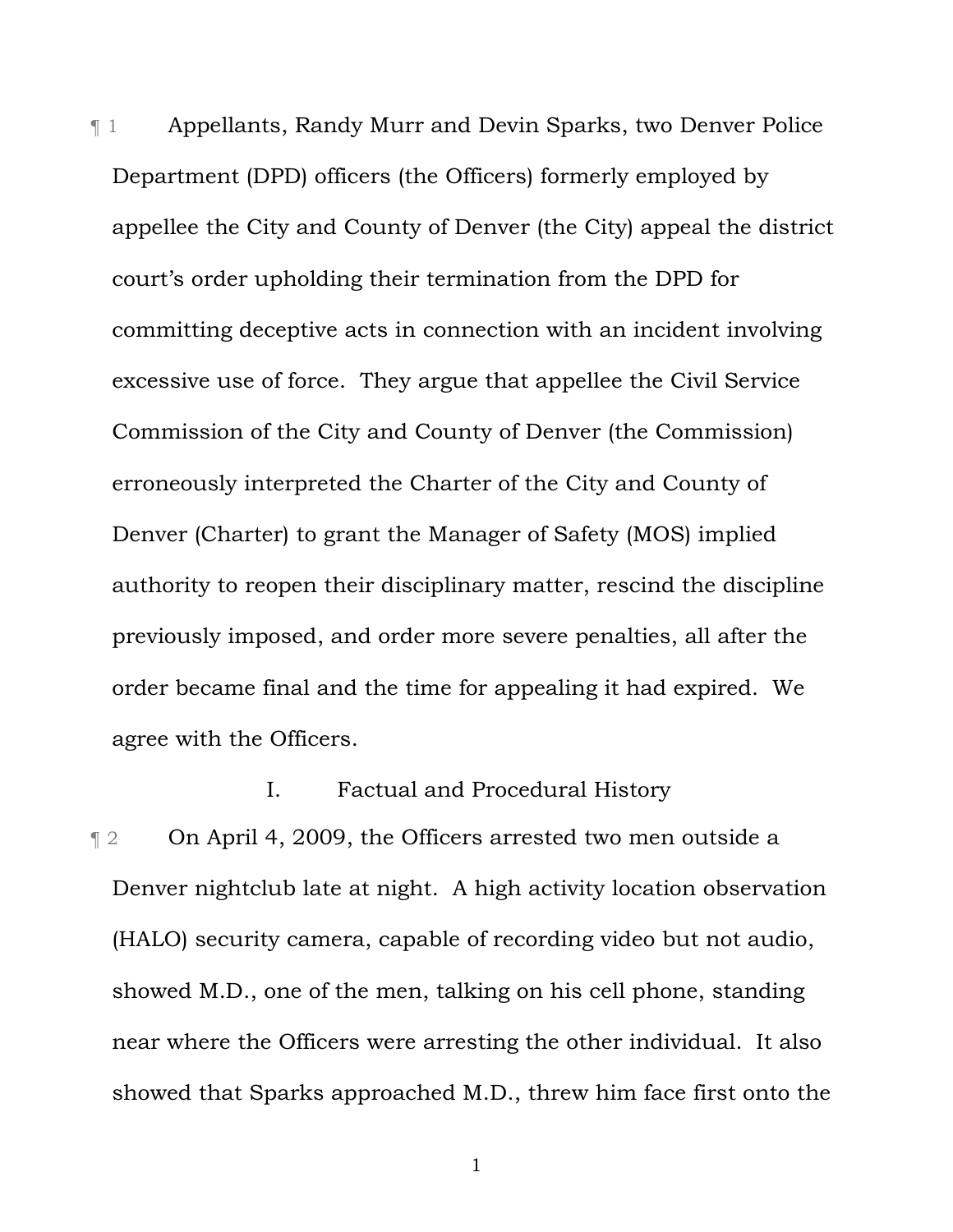¶ 1 Appellants, Randy Murr and Devin Sparks, two Denver Police Department (DPD) officers (the Officers) formerly employed by appellee the City and County of Denver (the City) appeal the district court's order upholding their termination from the DPD for committing deceptive acts in connection with an incident involving excessive use of force. They argue that appellee the Civil Service Commission of the City and County of Denver (the Commission) erroneously interpreted the Charter of the City and County of Denver (Charter) to grant the Manager of Safety (MOS) implied authority to reopen their disciplinary matter, rescind the discipline previously imposed, and order more severe penalties, all after the order became final and the time for appealing it had expired. We agree with the Officers.

## I. Factual and Procedural History

¶ 2 On April 4, 2009, the Officers arrested two men outside a Denver nightclub late at night. A high activity location observation (HALO) security camera, capable of recording video but not audio, showed M.D., one of the men, talking on his cell phone, standing near where the Officers were arresting the other individual. It also showed that Sparks approached M.D., threw him face first onto the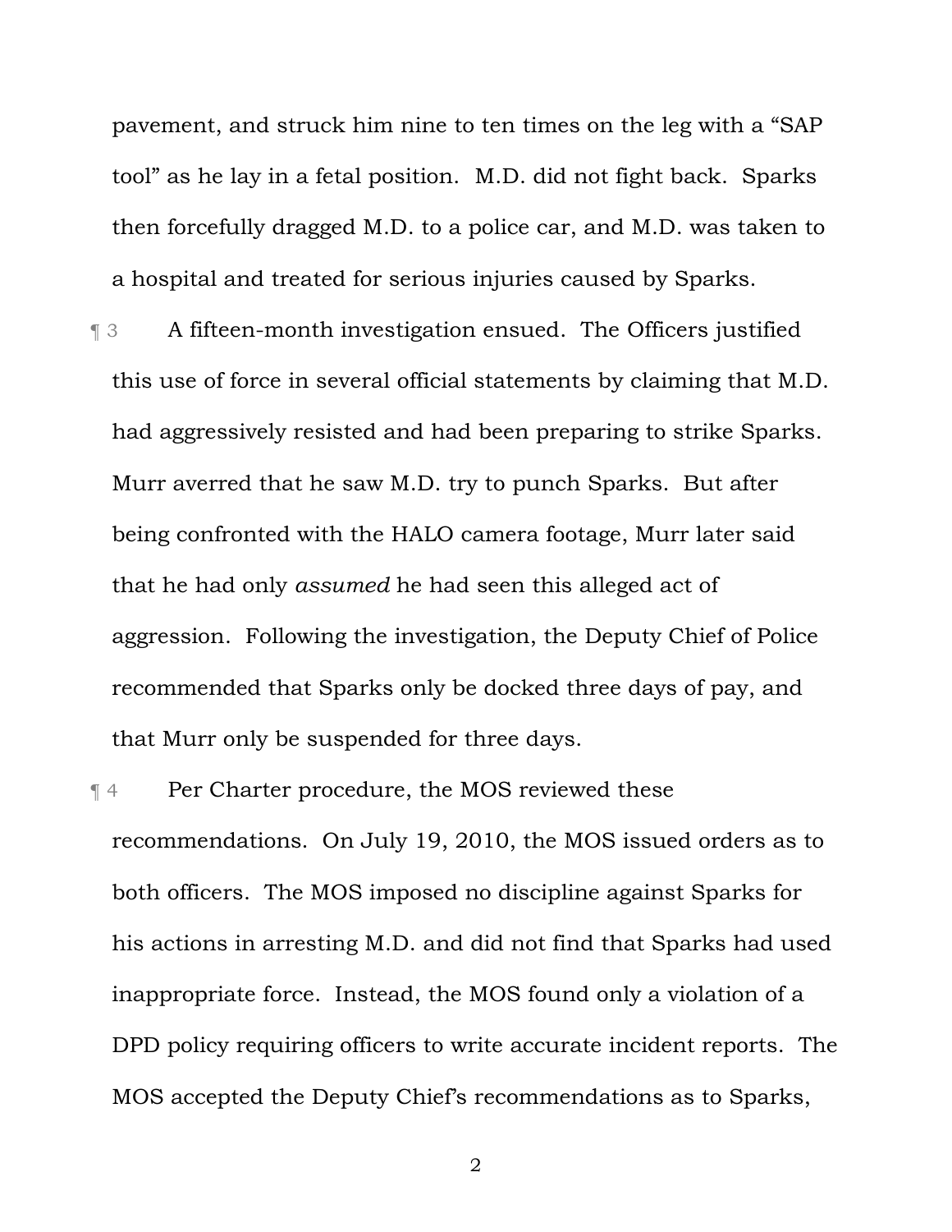pavement, and struck him nine to ten times on the leg with a "SAP tool" as he lay in a fetal position. M.D. did not fight back. Sparks then forcefully dragged M.D. to a police car, and M.D. was taken to a hospital and treated for serious injuries caused by Sparks.

¶ 3 A fifteen-month investigation ensued. The Officers justified this use of force in several official statements by claiming that M.D. had aggressively resisted and had been preparing to strike Sparks. Murr averred that he saw M.D. try to punch Sparks. But after being confronted with the HALO camera footage, Murr later said that he had only *assumed* he had seen this alleged act of aggression. Following the investigation, the Deputy Chief of Police recommended that Sparks only be docked three days of pay, and that Murr only be suspended for three days.

¶ 4 Per Charter procedure, the MOS reviewed these recommendations. On July 19, 2010, the MOS issued orders as to both officers. The MOS imposed no discipline against Sparks for his actions in arresting M.D. and did not find that Sparks had used inappropriate force. Instead, the MOS found only a violation of a DPD policy requiring officers to write accurate incident reports. The MOS accepted the Deputy Chief's recommendations as to Sparks,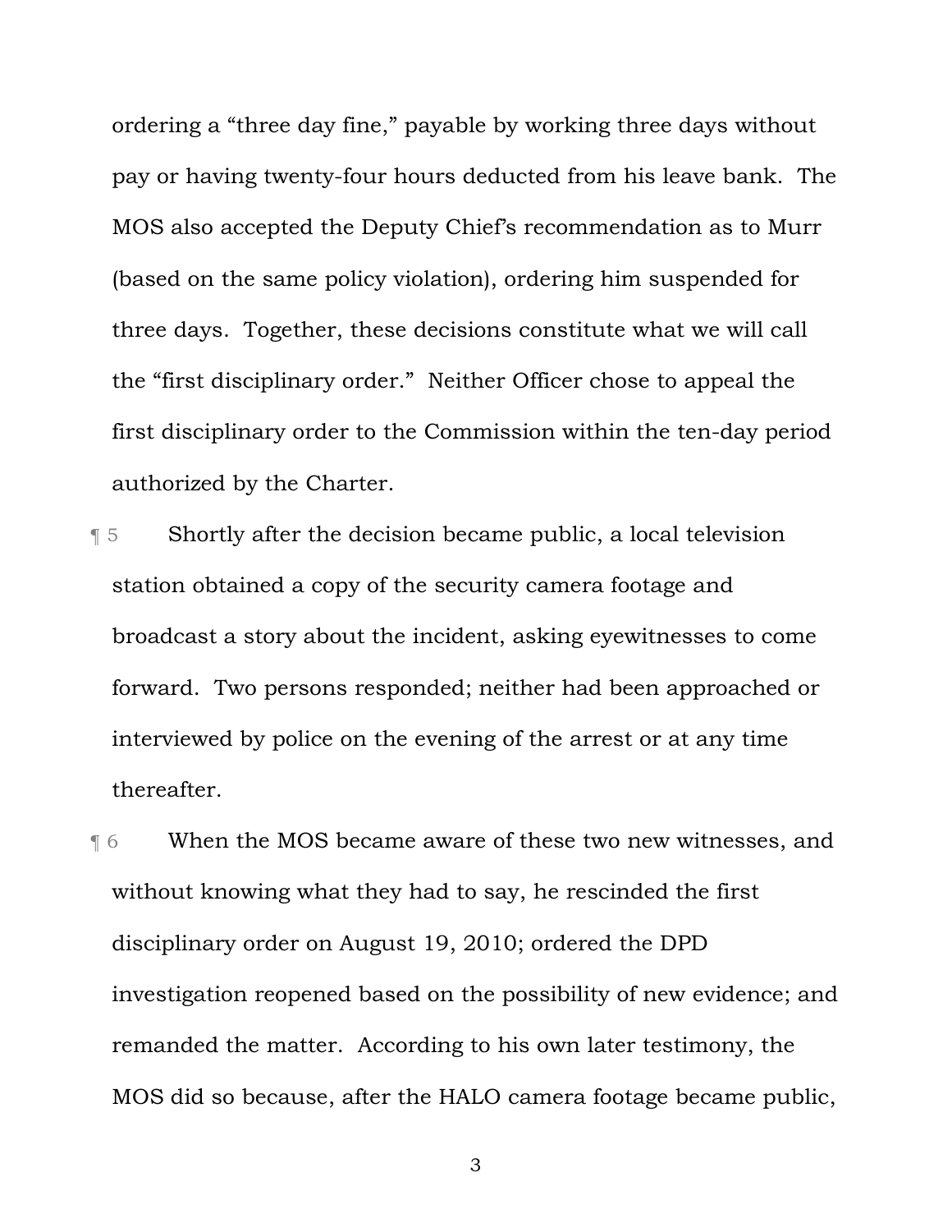ordering a "three day fine," payable by working three days without pay or having twenty-four hours deducted from his leave bank. The MOS also accepted the Deputy Chief's recommendation as to Murr (based on the same policy violation), ordering him suspended for three days. Together, these decisions constitute what we will call the "first disciplinary order." Neither Officer chose to appeal the first disciplinary order to the Commission within the ten-day period authorized by the Charter.

¶ 5 Shortly after the decision became public, a local television station obtained a copy of the security camera footage and broadcast a story about the incident, asking eyewitnesses to come forward. Two persons responded; neither had been approached or interviewed by police on the evening of the arrest or at any time thereafter.

¶ 6 When the MOS became aware of these two new witnesses, and without knowing what they had to say, he rescinded the first disciplinary order on August 19, 2010; ordered the DPD investigation reopened based on the possibility of new evidence; and remanded the matter. According to his own later testimony, the MOS did so because, after the HALO camera footage became public,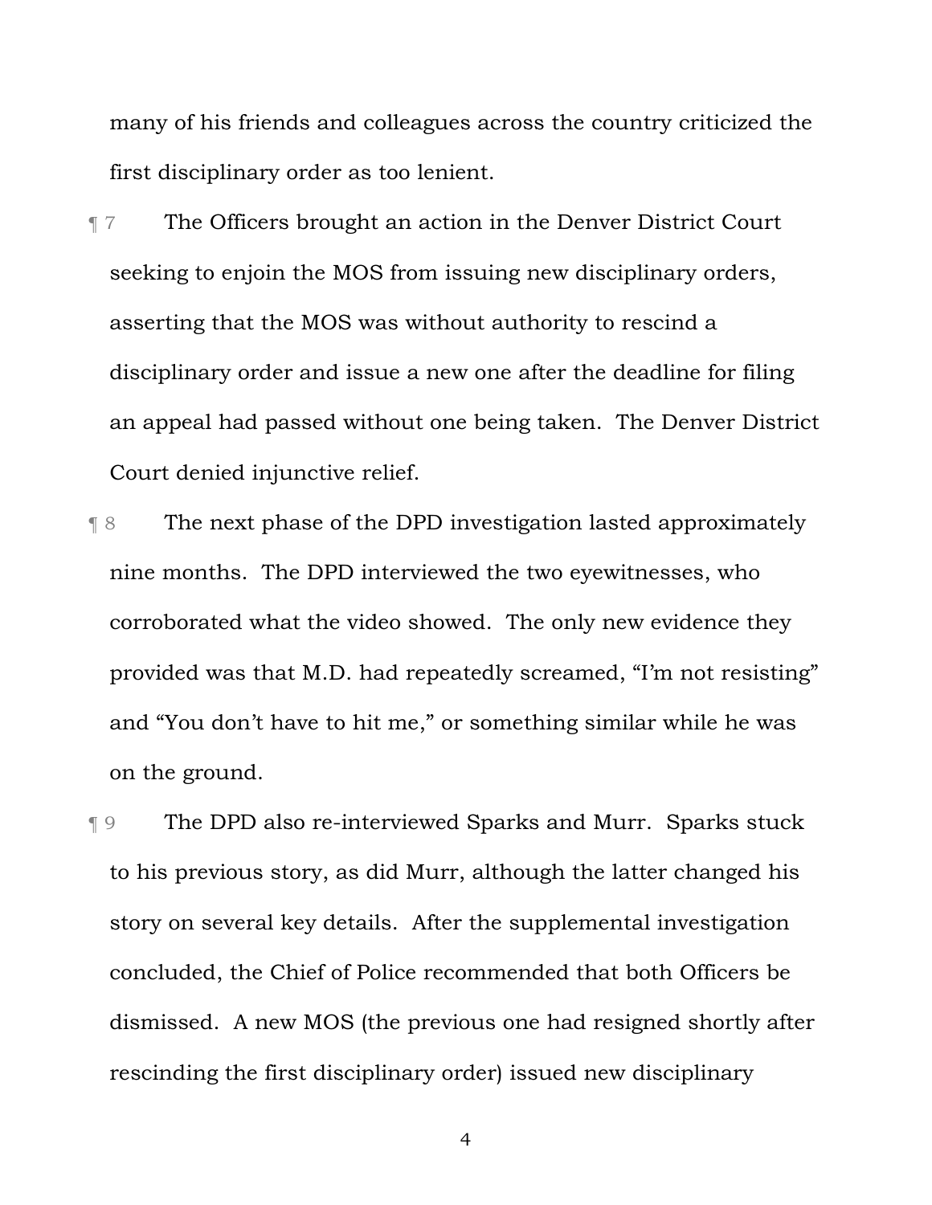many of his friends and colleagues across the country criticized the first disciplinary order as too lenient.

¶ 7 The Officers brought an action in the Denver District Court seeking to enjoin the MOS from issuing new disciplinary orders, asserting that the MOS was without authority to rescind a disciplinary order and issue a new one after the deadline for filing an appeal had passed without one being taken. The Denver District Court denied injunctive relief.

¶ 8 The next phase of the DPD investigation lasted approximately nine months. The DPD interviewed the two eyewitnesses, who corroborated what the video showed. The only new evidence they provided was that M.D. had repeatedly screamed, "I'm not resisting" and "You don't have to hit me," or something similar while he was on the ground.

¶ 9 The DPD also re-interviewed Sparks and Murr. Sparks stuck to his previous story, as did Murr, although the latter changed his story on several key details. After the supplemental investigation concluded, the Chief of Police recommended that both Officers be dismissed. A new MOS (the previous one had resigned shortly after rescinding the first disciplinary order) issued new disciplinary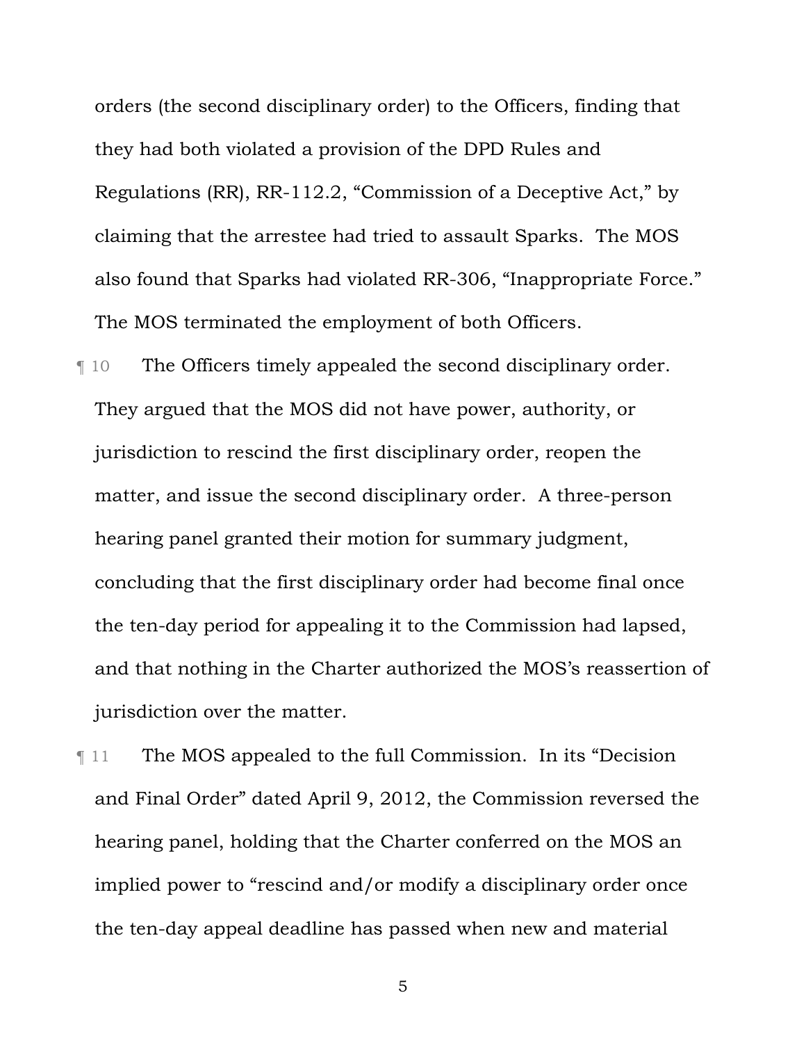orders (the second disciplinary order) to the Officers, finding that they had both violated a provision of the DPD Rules and Regulations (RR), RR-112.2, "Commission of a Deceptive Act," by claiming that the arrestee had tried to assault Sparks. The MOS also found that Sparks had violated RR-306, "Inappropriate Force." The MOS terminated the employment of both Officers.

¶ 10 The Officers timely appealed the second disciplinary order. They argued that the MOS did not have power, authority, or jurisdiction to rescind the first disciplinary order, reopen the matter, and issue the second disciplinary order. A three-person hearing panel granted their motion for summary judgment, concluding that the first disciplinary order had become final once the ten-day period for appealing it to the Commission had lapsed, and that nothing in the Charter authorized the MOS's reassertion of jurisdiction over the matter.

¶ 11 The MOS appealed to the full Commission. In its "Decision and Final Order" dated April 9, 2012, the Commission reversed the hearing panel, holding that the Charter conferred on the MOS an implied power to "rescind and/or modify a disciplinary order once the ten-day appeal deadline has passed when new and material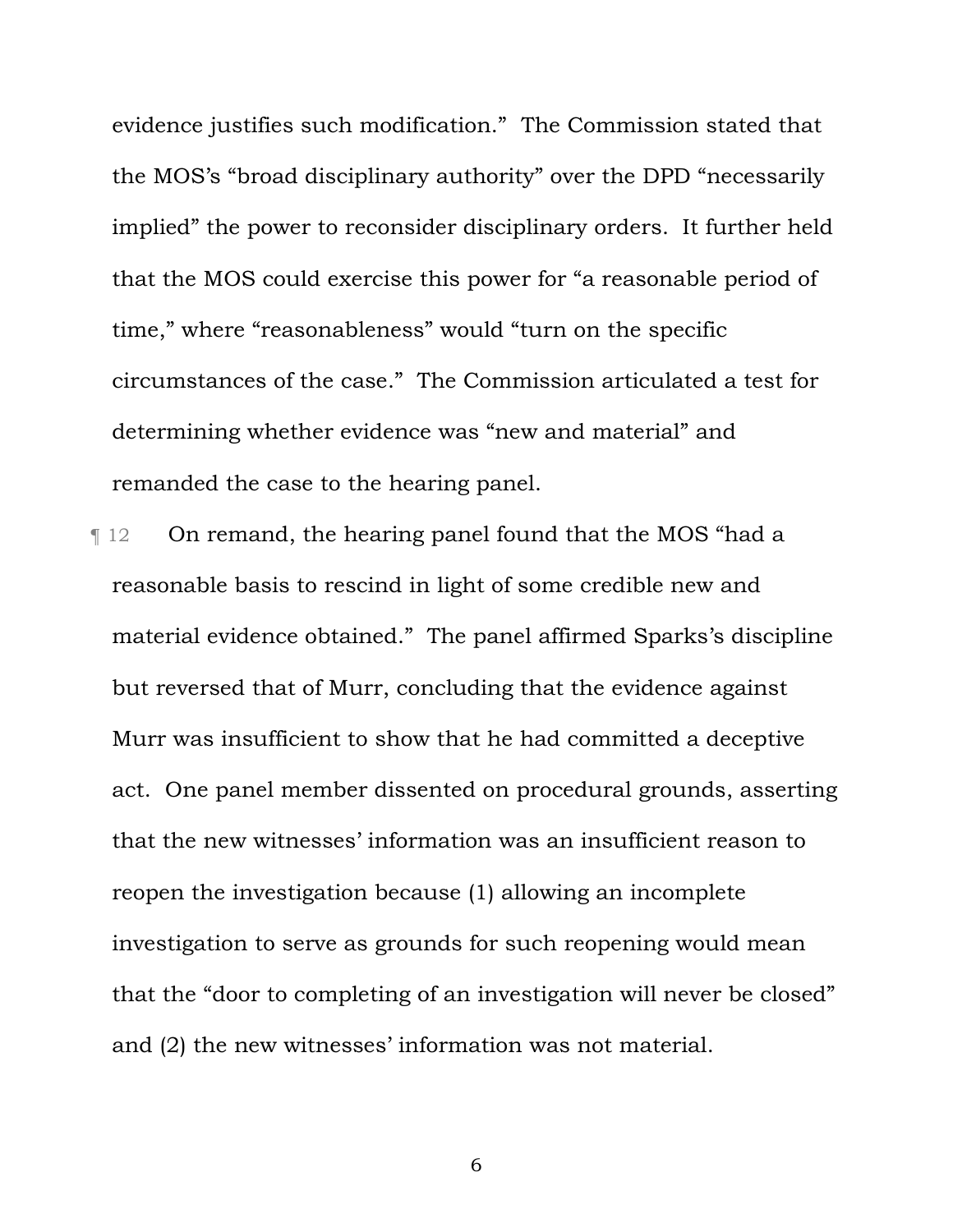evidence justifies such modification." The Commission stated that the MOS's "broad disciplinary authority" over the DPD "necessarily implied" the power to reconsider disciplinary orders. It further held that the MOS could exercise this power for "a reasonable period of time," where "reasonableness" would "turn on the specific circumstances of the case." The Commission articulated a test for determining whether evidence was "new and material" and remanded the case to the hearing panel.

¶ 12 On remand, the hearing panel found that the MOS "had a reasonable basis to rescind in light of some credible new and material evidence obtained." The panel affirmed Sparks's discipline but reversed that of Murr, concluding that the evidence against Murr was insufficient to show that he had committed a deceptive act. One panel member dissented on procedural grounds, asserting that the new witnesses' information was an insufficient reason to reopen the investigation because (1) allowing an incomplete investigation to serve as grounds for such reopening would mean that the "door to completing of an investigation will never be closed" and (2) the new witnesses' information was not material.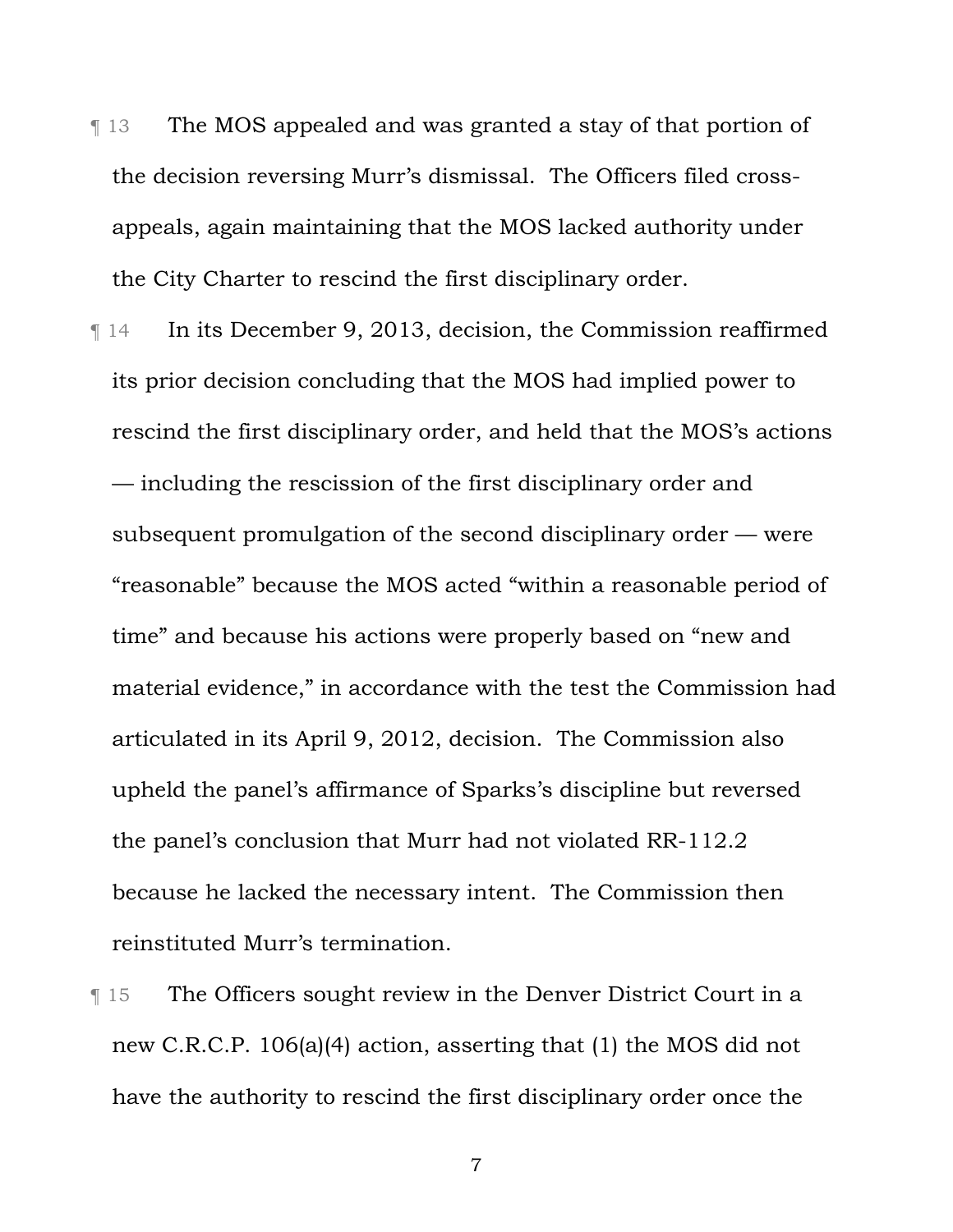¶ 13 The MOS appealed and was granted a stay of that portion of the decision reversing Murr's dismissal. The Officers filed cross-appeals, again maintaining that the MOS lacked authority under the City Charter to rescind the first disciplinary order.

¶ 14 In its December 9, 2013, decision, the Commission reaffirmed its prior decision concluding that the MOS had implied power to rescind the first disciplinary order, and held that the MOS's actions — including the rescission of the first disciplinary order and subsequent promulgation of the second disciplinary order — were "reasonable" because the MOS acted "within a reasonable period of time" and because his actions were properly based on "new and material evidence," in accordance with the test the Commission had articulated in its April 9, 2012, decision. The Commission also upheld the panel's affirmance of Sparks's discipline but reversed the panel's conclusion that Murr had not violated RR-112.2 because he lacked the necessary intent. The Commission then reinstituted Murr's termination.

¶ 15 The Officers sought review in the Denver District Court in a new C.R.C.P. 106(a)(4) action, asserting that (1) the MOS did not have the authority to rescind the first disciplinary order once the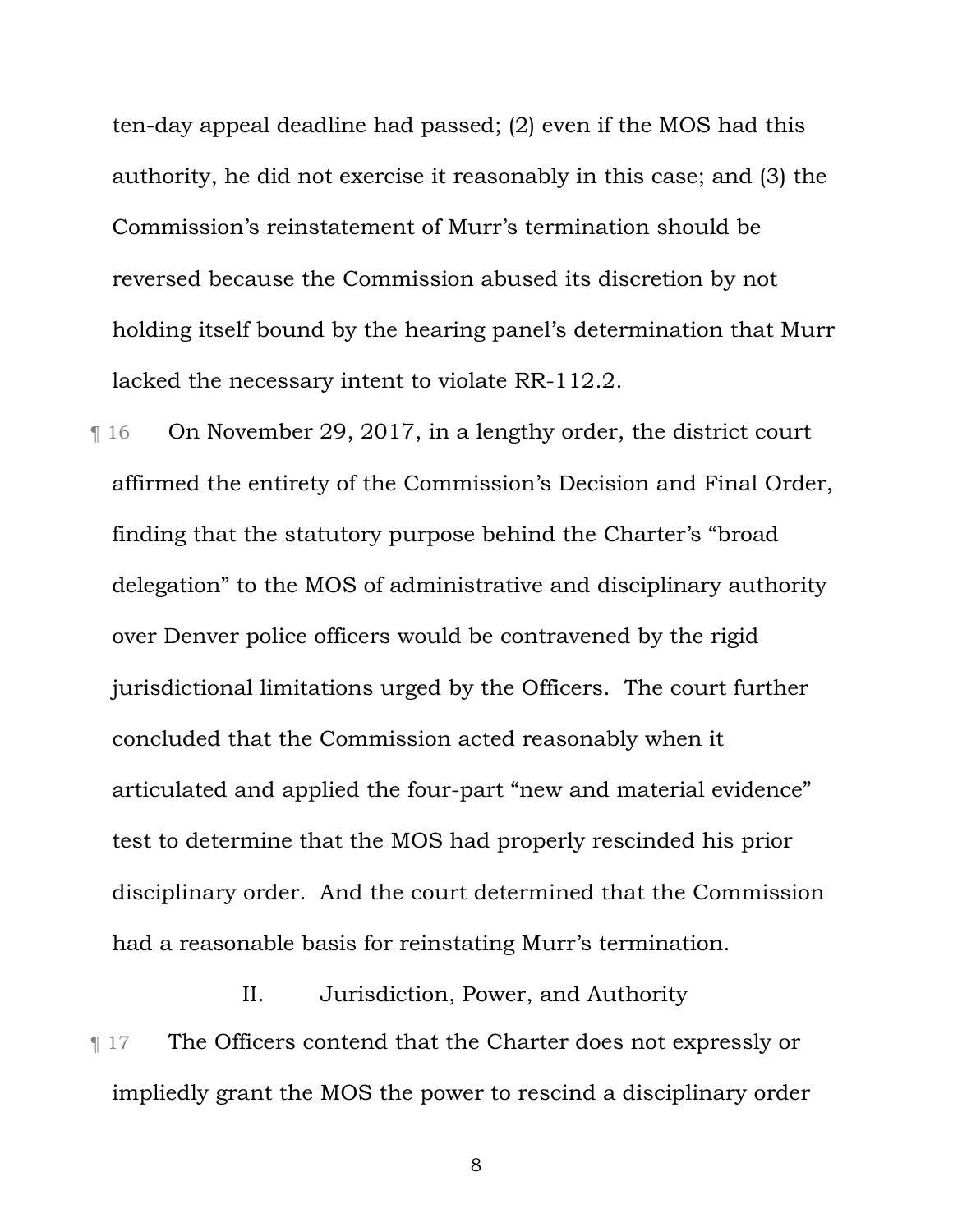ten-day appeal deadline had passed; (2) even if the MOS had this authority, he did not exercise it reasonably in this case; and (3) the Commission's reinstatement of Murr's termination should be reversed because the Commission abused its discretion by not holding itself bound by the hearing panel's determination that Murr lacked the necessary intent to violate RR-112.2.

¶ 16 On November 29, 2017, in a lengthy order, the district court affirmed the entirety of the Commission's Decision and Final Order, finding that the statutory purpose behind the Charter's "broad delegation" to the MOS of administrative and disciplinary authority over Denver police officers would be contravened by the rigid jurisdictional limitations urged by the Officers. The court further concluded that the Commission acted reasonably when it articulated and applied the four-part "new and material evidence" test to determine that the MOS had properly rescinded his prior disciplinary order. And the court determined that the Commission had a reasonable basis for reinstating Murr's termination.

## II. Jurisdiction, Power, and Authority

¶ 17 The Officers contend that the Charter does not expressly or impliedly grant the MOS the power to rescind a disciplinary order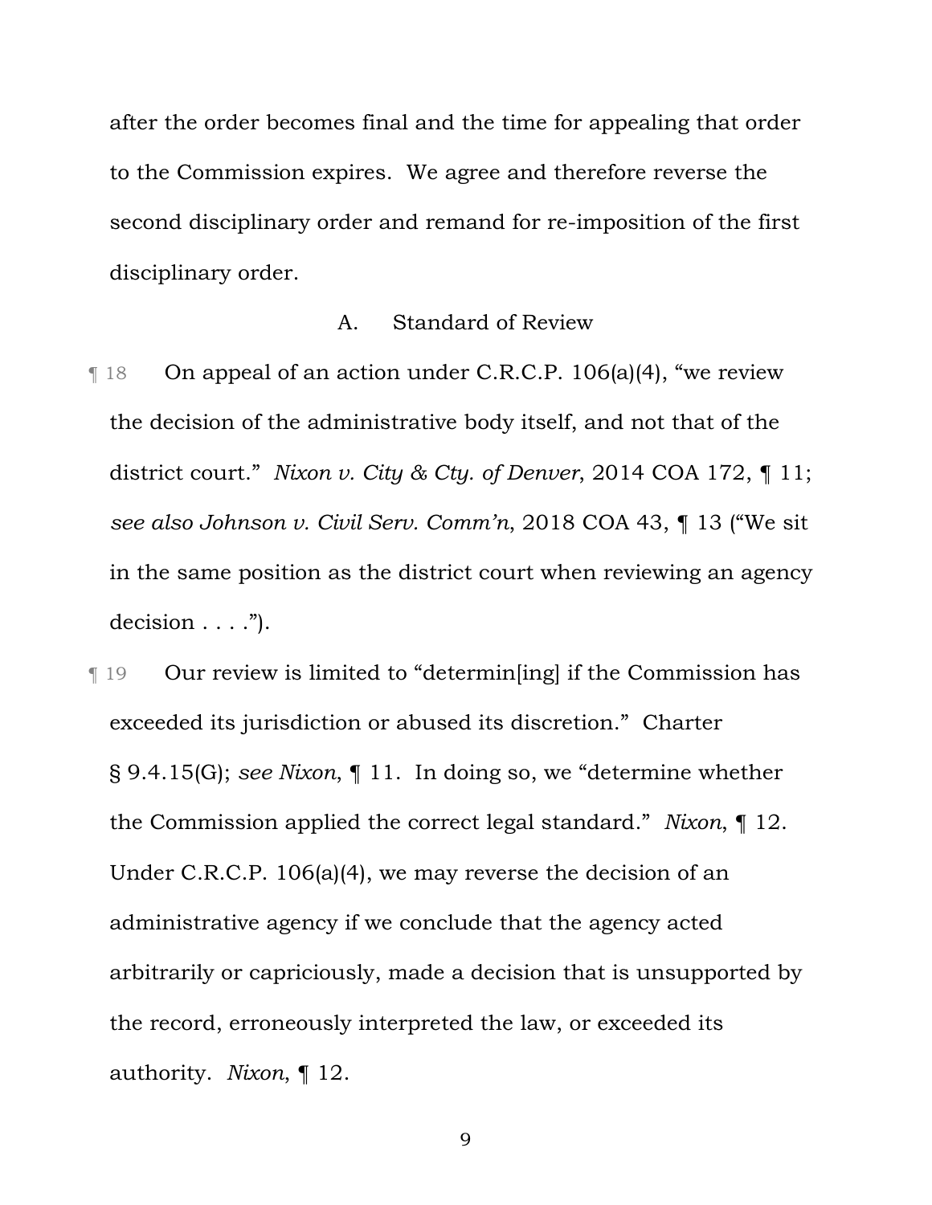after the order becomes final and the time for appealing that order to the Commission expires. We agree and therefore reverse the second disciplinary order and remand for re-imposition of the first disciplinary order.

### A. Standard of Review

¶ 18 On appeal of an action under C.R.C.P. 106(a)(4), "we review the decision of the administrative body itself, and not that of the district court." *Nixon v. City & Cty. of Denver*, 2014 COA 172, ¶ 11; *see also Johnson v. Civil Serv. Comm'n*, 2018 COA 43, ¶ 13 ("We sit in the same position as the district court when reviewing an agency decision . . . .").

¶ 19 Our review is limited to "determin[ing] if the Commission has exceeded its jurisdiction or abused its discretion." Charter § 9.4.15(G); *see Nixon*, ¶ 11. In doing so, we "determine whether the Commission applied the correct legal standard." *Nixon*, ¶ 12. Under C.R.C.P. 106(a)(4), we may reverse the decision of an administrative agency if we conclude that the agency acted arbitrarily or capriciously, made a decision that is unsupported by the record, erroneously interpreted the law, or exceeded its authority. *Nixon*, ¶ 12.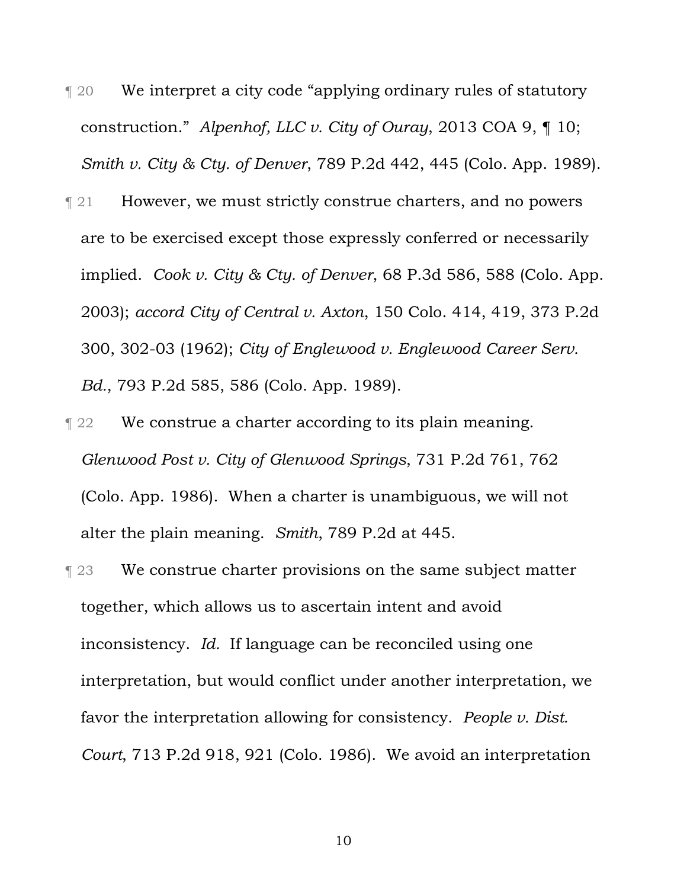¶ 20 We interpret a city code "applying ordinary rules of statutory construction." *Alpenhof, LLC v. City of Ouray*, 2013 COA 9, ¶ 10; *Smith v. City & Cty. of Denver*, 789 P.2d 442, 445 (Colo. App. 1989).

¶ 21 However, we must strictly construe charters, and no powers are to be exercised except those expressly conferred or necessarily implied. *Cook v. City & Cty. of Denver*, 68 P.3d 586, 588 (Colo. App. 2003); *accord City of Central v. Axton*, 150 Colo. 414, 419, 373 P.2d 300, 302-03 (1962); *City of Englewood v. Englewood Career Serv. Bd.*, 793 P.2d 585, 586 (Colo. App. 1989).

¶ 22 We construe a charter according to its plain meaning. *Glenwood Post v. City of Glenwood Springs*, 731 P.2d 761, 762 (Colo. App. 1986). When a charter is unambiguous, we will not alter the plain meaning. *Smith*, 789 P.2d at 445.

¶ 23 We construe charter provisions on the same subject matter together, which allows us to ascertain intent and avoid inconsistency. *Id.* If language can be reconciled using one interpretation, but would conflict under another interpretation, we favor the interpretation allowing for consistency. *People v. Dist. Court*, 713 P.2d 918, 921 (Colo. 1986). We avoid an interpretation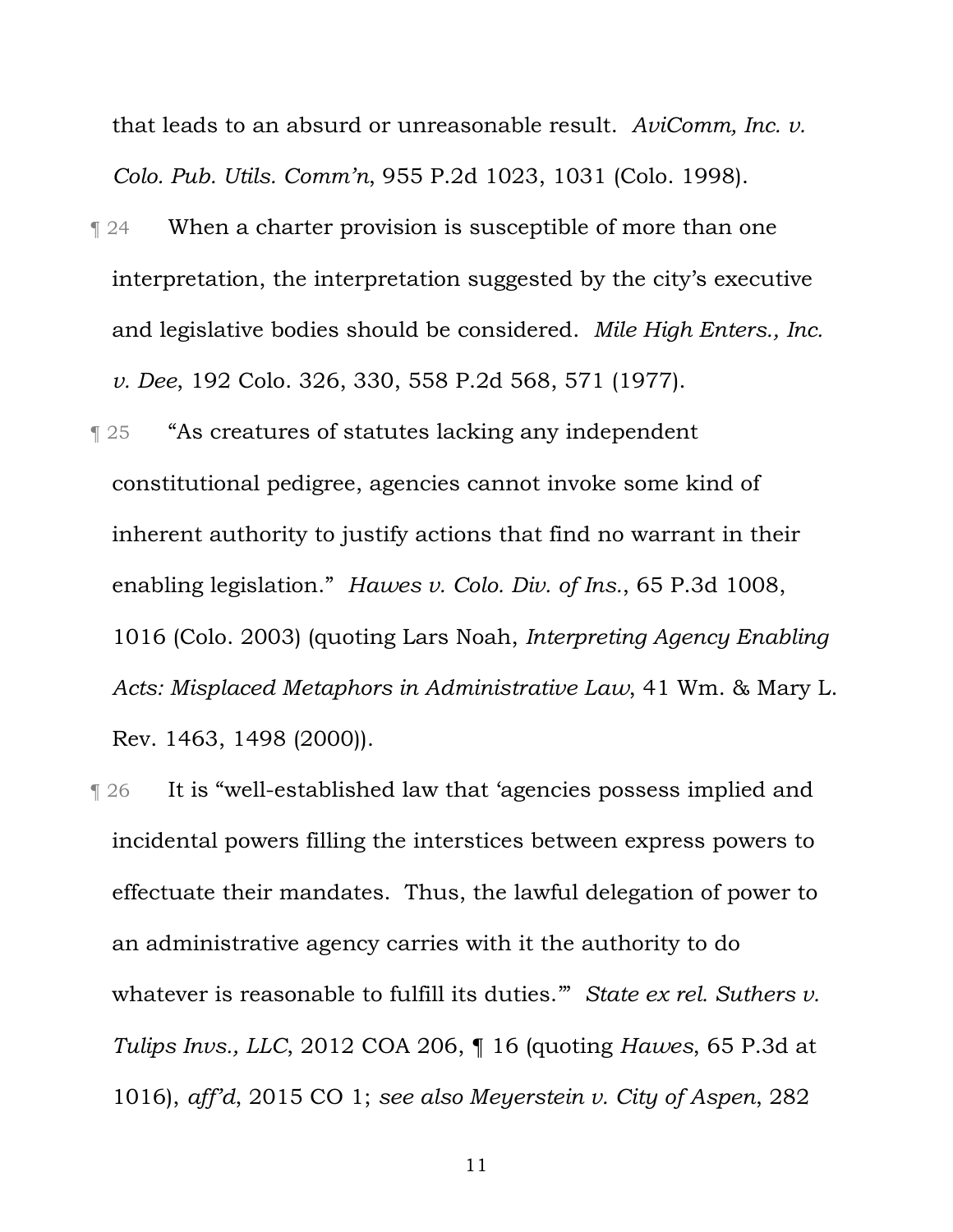that leads to an absurd or unreasonable result. *AviComm, Inc. v. Colo. Pub. Utils. Comm'n*, 955 P.2d 1023, 1031 (Colo. 1998).

¶ 24 When a charter provision is susceptible of more than one interpretation, the interpretation suggested by the city's executive and legislative bodies should be considered. *Mile High Enters., Inc. v. Dee*, 192 Colo. 326, 330, 558 P.2d 568, 571 (1977).

¶ 25 "As creatures of statutes lacking any independent constitutional pedigree, agencies cannot invoke some kind of inherent authority to justify actions that find no warrant in their enabling legislation." *Hawes v. Colo. Div. of Ins.*, 65 P.3d 1008, 1016 (Colo. 2003) (quoting Lars Noah, *Interpreting Agency Enabling Acts: Misplaced Metaphors in Administrative Law*, 41 Wm. & Mary L. Rev. 1463, 1498 (2000)).

¶ 26 It is "well-established law that 'agencies possess implied and incidental powers filling the interstices between express powers to effectuate their mandates. Thus, the lawful delegation of power to an administrative agency carries with it the authority to do whatever is reasonable to fulfill its duties.'" *State ex rel. Suthers v. Tulips Invs., LLC*, 2012 COA 206, ¶ 16 (quoting *Hawes*, 65 P.3d at 1016), *aff'd*, 2015 CO 1; *see also Meyerstein v. City of Aspen*, 282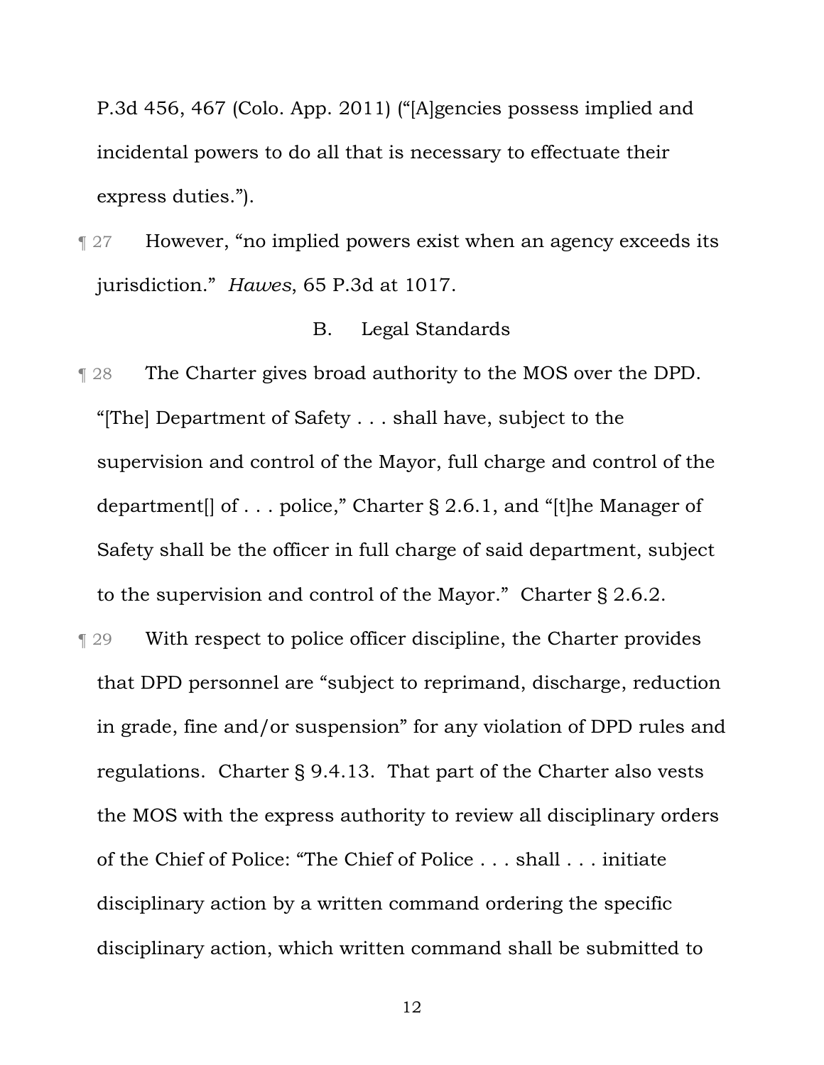P.3d 456, 467 (Colo. App. 2011) ("[A]gencies possess implied and incidental powers to do all that is necessary to effectuate their express duties.").

¶ 27 However, "no implied powers exist when an agency exceeds its jurisdiction." *Hawes*, 65 P.3d at 1017.

### B. Legal Standards

¶ 28 The Charter gives broad authority to the MOS over the DPD. "[The] Department of Safety . . . shall have, subject to the supervision and control of the Mayor, full charge and control of the department[] of . . . police," Charter § 2.6.1, and "[t]he Manager of Safety shall be the officer in full charge of said department, subject to the supervision and control of the Mayor." Charter § 2.6.2.

¶ 29 With respect to police officer discipline, the Charter provides that DPD personnel are "subject to reprimand, discharge, reduction in grade, fine and/or suspension" for any violation of DPD rules and regulations. Charter § 9.4.13. That part of the Charter also vests the MOS with the express authority to review all disciplinary orders of the Chief of Police: "The Chief of Police . . . shall . . . initiate disciplinary action by a written command ordering the specific disciplinary action, which written command shall be submitted to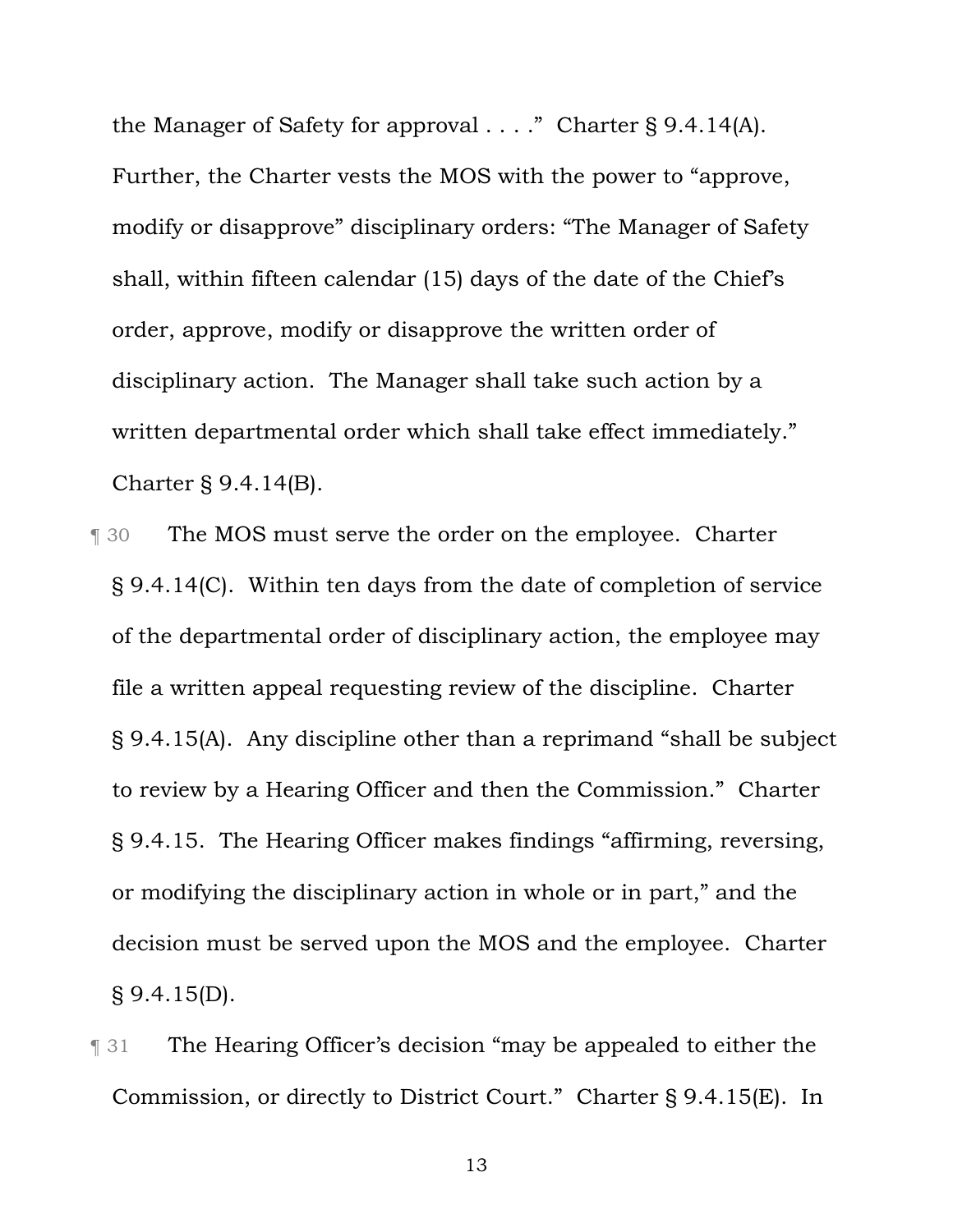the Manager of Safety for approval . . . ." Charter § 9.4.14(A). Further, the Charter vests the MOS with the power to "approve, modify or disapprove" disciplinary orders: "The Manager of Safety shall, within fifteen calendar (15) days of the date of the Chief's order, approve, modify or disapprove the written order of disciplinary action. The Manager shall take such action by a written departmental order which shall take effect immediately." Charter § 9.4.14(B).

¶ 30 The MOS must serve the order on the employee. Charter § 9.4.14(C). Within ten days from the date of completion of service of the departmental order of disciplinary action, the employee may file a written appeal requesting review of the discipline. Charter § 9.4.15(A). Any discipline other than a reprimand "shall be subject to review by a Hearing Officer and then the Commission." Charter § 9.4.15. The Hearing Officer makes findings "affirming, reversing, or modifying the disciplinary action in whole or in part," and the decision must be served upon the MOS and the employee. Charter § 9.4.15(D).

¶ 31 The Hearing Officer's decision "may be appealed to either the Commission, or directly to District Court." Charter § 9.4.15(E). In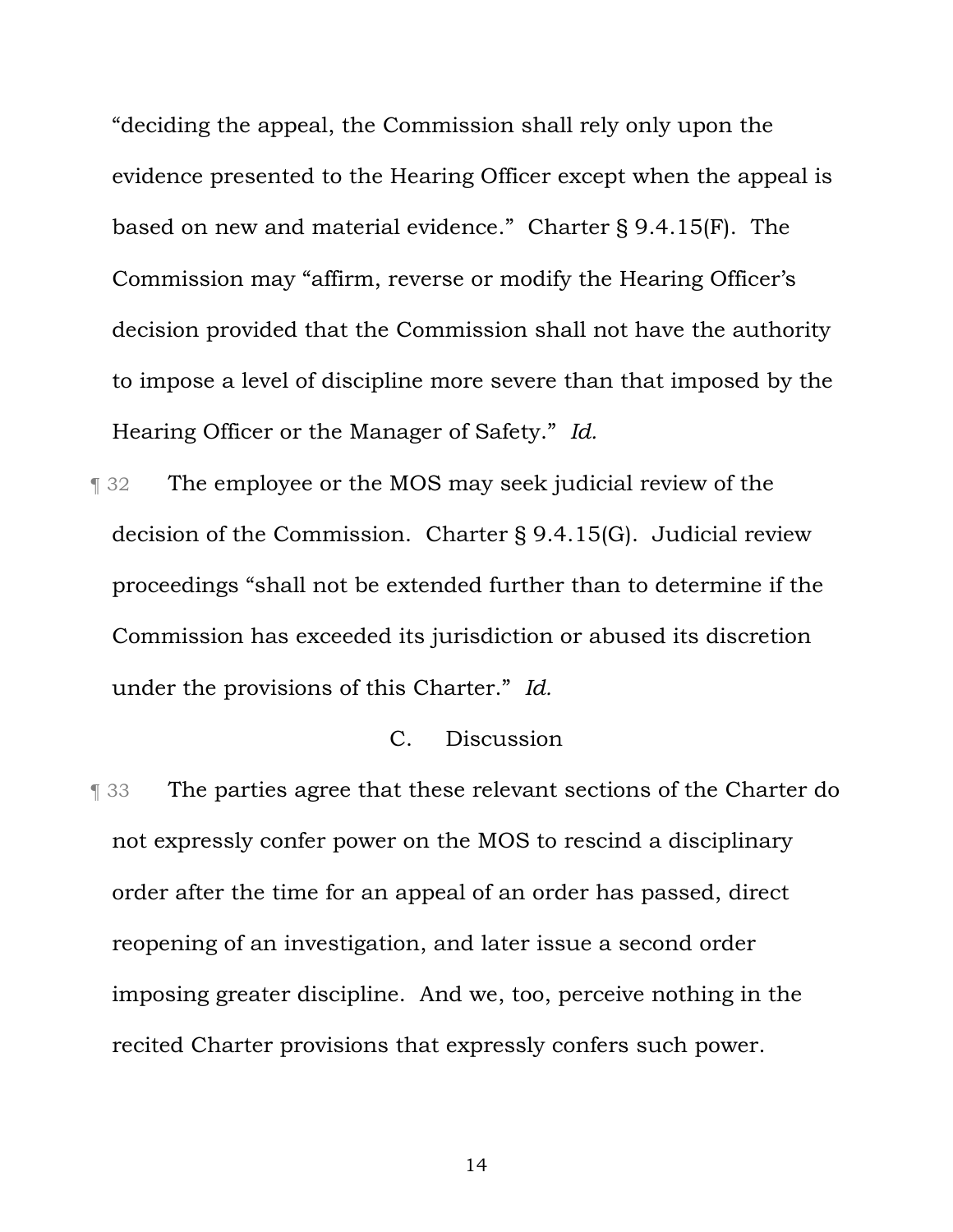"deciding the appeal, the Commission shall rely only upon the evidence presented to the Hearing Officer except when the appeal is based on new and material evidence." Charter § 9.4.15(F). The Commission may "affirm, reverse or modify the Hearing Officer's decision provided that the Commission shall not have the authority to impose a level of discipline more severe than that imposed by the Hearing Officer or the Manager of Safety." *Id.*

¶ 32 The employee or the MOS may seek judicial review of the decision of the Commission. Charter § 9.4.15(G). Judicial review proceedings "shall not be extended further than to determine if the Commission has exceeded its jurisdiction or abused its discretion under the provisions of this Charter." *Id.*

### C. Discussion

¶ 33 The parties agree that these relevant sections of the Charter do not expressly confer power on the MOS to rescind a disciplinary order after the time for an appeal of an order has passed, direct reopening of an investigation, and later issue a second order imposing greater discipline. And we, too, perceive nothing in the recited Charter provisions that expressly confers such power.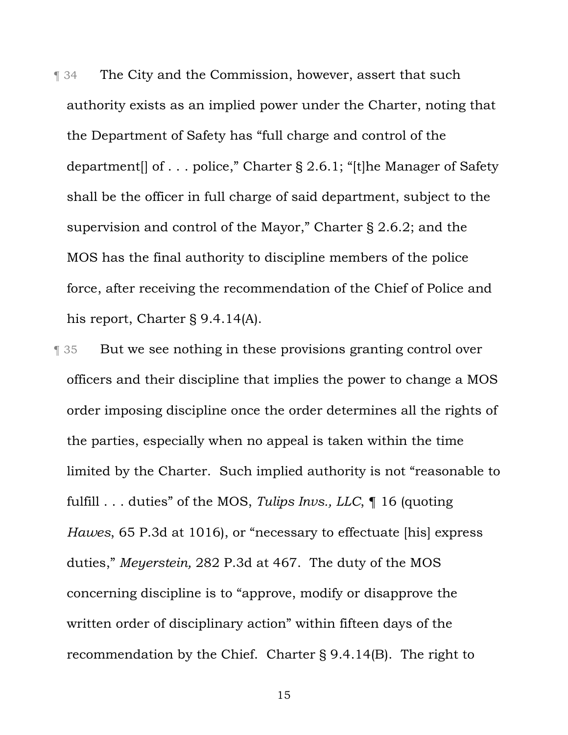¶ 34 The City and the Commission, however, assert that such authority exists as an implied power under the Charter, noting that the Department of Safety has "full charge and control of the department[] of . . . police," Charter § 2.6.1; "[t]he Manager of Safety shall be the officer in full charge of said department, subject to the supervision and control of the Mayor," Charter § 2.6.2; and the MOS has the final authority to discipline members of the police force, after receiving the recommendation of the Chief of Police and his report, Charter § 9.4.14(A).

¶ 35 But we see nothing in these provisions granting control over officers and their discipline that implies the power to change a MOS order imposing discipline once the order determines all the rights of the parties, especially when no appeal is taken within the time limited by the Charter. Such implied authority is not "reasonable to fulfill . . . duties" of the MOS, *Tulips Invs., LLC*, ¶ 16 (quoting *Hawes*, 65 P.3d at 1016), or "necessary to effectuate [his] express duties," *Meyerstein,* 282 P.3d at 467. The duty of the MOS concerning discipline is to "approve, modify or disapprove the written order of disciplinary action" within fifteen days of the recommendation by the Chief. Charter § 9.4.14(B). The right to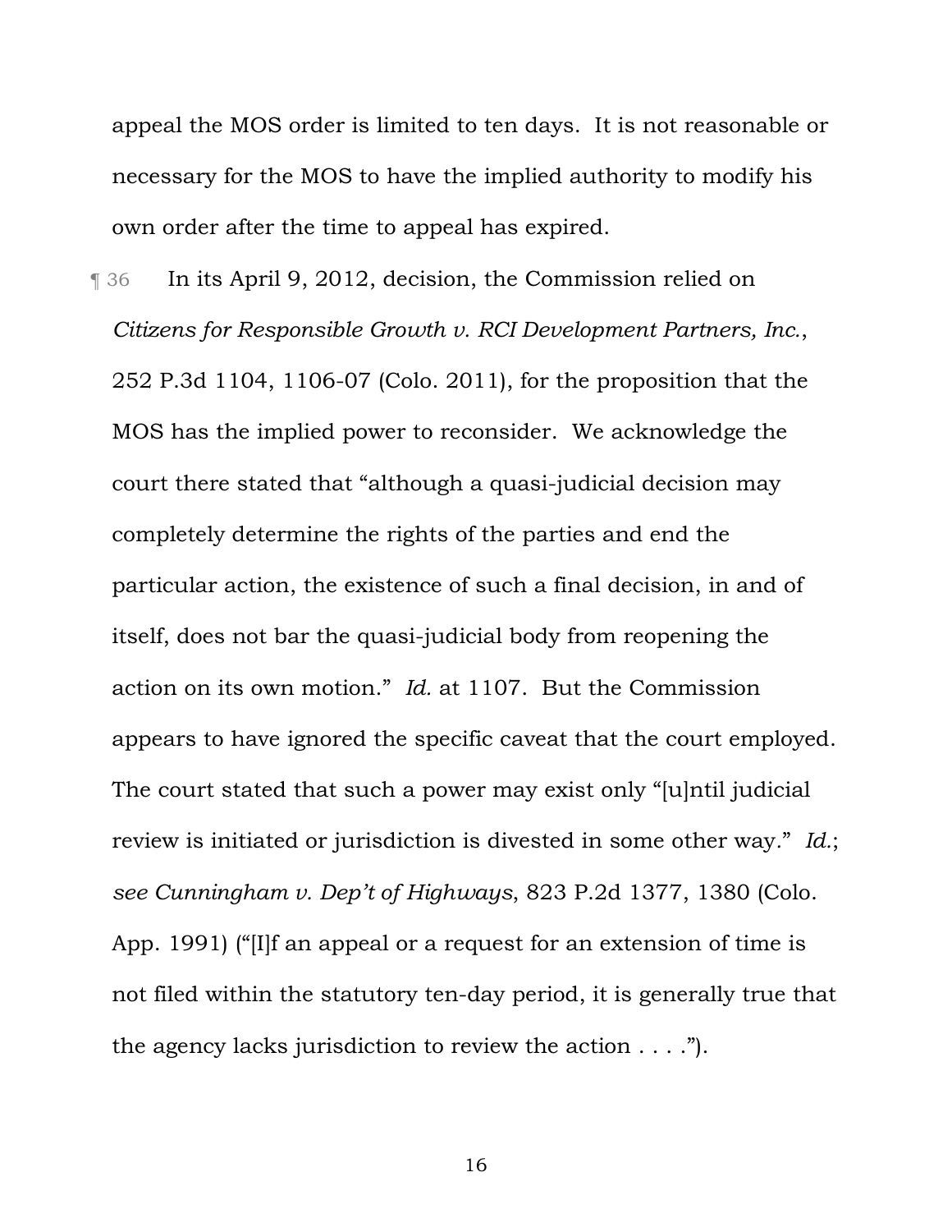appeal the MOS order is limited to ten days. It is not reasonable or necessary for the MOS to have the implied authority to modify his own order after the time to appeal has expired.

¶ 36 In its April 9, 2012, decision, the Commission relied on *Citizens for Responsible Growth v. RCI Development Partners, Inc.*, 252 P.3d 1104, 1106-07 (Colo. 2011), for the proposition that the MOS has the implied power to reconsider. We acknowledge the court there stated that "although a quasi-judicial decision may completely determine the rights of the parties and end the particular action, the existence of such a final decision, in and of itself, does not bar the quasi-judicial body from reopening the action on its own motion." *Id.* at 1107. But the Commission appears to have ignored the specific caveat that the court employed. The court stated that such a power may exist only "[u]ntil judicial review is initiated or jurisdiction is divested in some other way." *Id.*; *see Cunningham v. Dep't of Highways*, 823 P.2d 1377, 1380 (Colo. App. 1991) ("[I]f an appeal or a request for an extension of time is not filed within the statutory ten-day period, it is generally true that the agency lacks jurisdiction to review the action . . . .").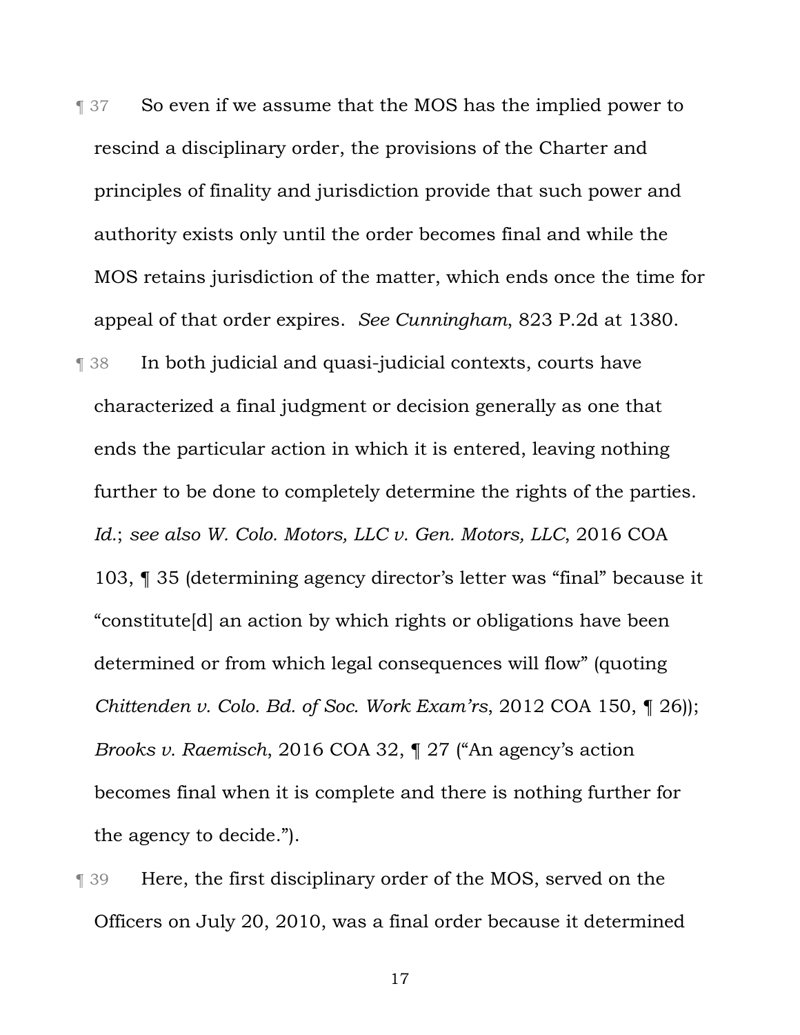¶ 37 So even if we assume that the MOS has the implied power to rescind a disciplinary order, the provisions of the Charter and principles of finality and jurisdiction provide that such power and authority exists only until the order becomes final and while the MOS retains jurisdiction of the matter, which ends once the time for appeal of that order expires. *See Cunningham*, 823 P.2d at 1380.

¶ 38 In both judicial and quasi-judicial contexts, courts have characterized a final judgment or decision generally as one that ends the particular action in which it is entered, leaving nothing further to be done to completely determine the rights of the parties. *Id.*; *see also W. Colo. Motors, LLC v. Gen. Motors, LLC*, 2016 COA 103, ¶ 35 (determining agency director's letter was "final" because it "constitute[d] an action by which rights or obligations have been determined or from which legal consequences will flow" (quoting *Chittenden v. Colo. Bd. of Soc. Work Exam'rs*, 2012 COA 150, ¶ 26)); *Brooks v. Raemisch*, 2016 COA 32, ¶ 27 ("An agency's action becomes final when it is complete and there is nothing further for the agency to decide.").

¶ 39 Here, the first disciplinary order of the MOS, served on the Officers on July 20, 2010, was a final order because it determined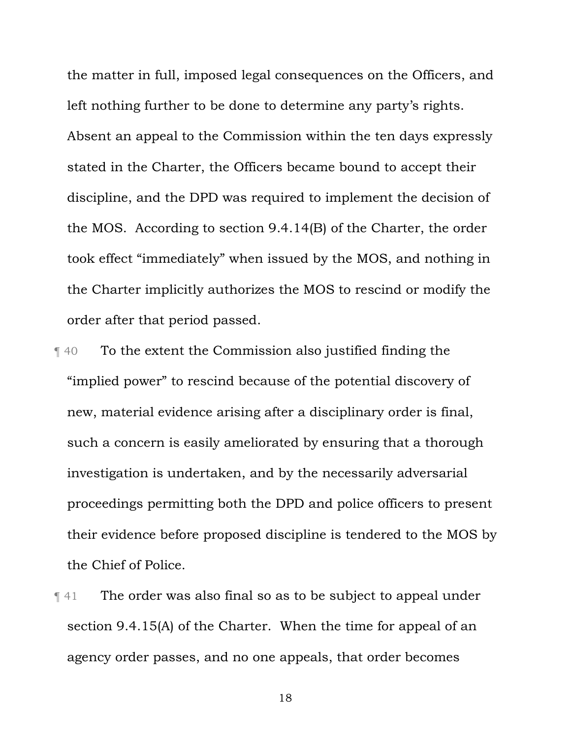the matter in full, imposed legal consequences on the Officers, and left nothing further to be done to determine any party's rights. Absent an appeal to the Commission within the ten days expressly stated in the Charter, the Officers became bound to accept their discipline, and the DPD was required to implement the decision of the MOS. According to section 9.4.14(B) of the Charter, the order took effect "immediately" when issued by the MOS, and nothing in the Charter implicitly authorizes the MOS to rescind or modify the order after that period passed.

¶ 40 To the extent the Commission also justified finding the "implied power" to rescind because of the potential discovery of new, material evidence arising after a disciplinary order is final, such a concern is easily ameliorated by ensuring that a thorough investigation is undertaken, and by the necessarily adversarial proceedings permitting both the DPD and police officers to present their evidence before proposed discipline is tendered to the MOS by the Chief of Police.

¶ 41 The order was also final so as to be subject to appeal under section 9.4.15(A) of the Charter. When the time for appeal of an agency order passes, and no one appeals, that order becomes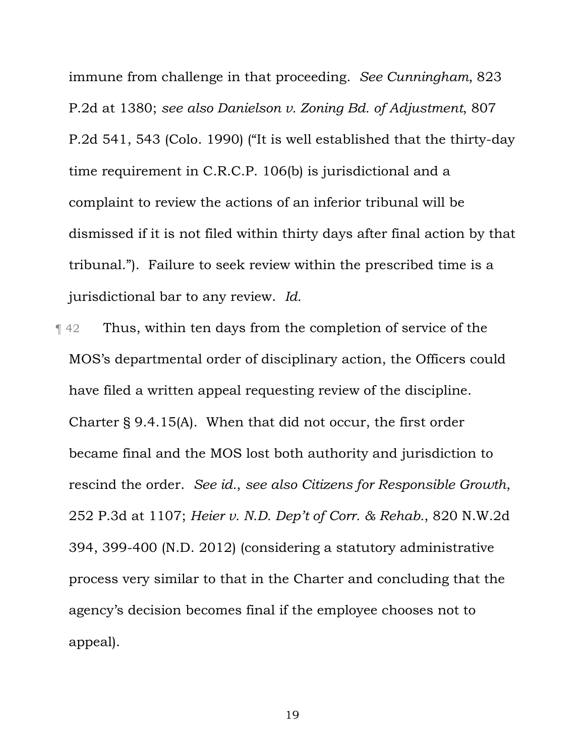immune from challenge in that proceeding. *See Cunningham*, 823 P.2d at 1380; *see also Danielson v. Zoning Bd. of Adjustment*, 807 P.2d 541, 543 (Colo. 1990) ("It is well established that the thirty-day time requirement in C.R.C.P. 106(b) is jurisdictional and a complaint to review the actions of an inferior tribunal will be dismissed if it is not filed within thirty days after final action by that tribunal."). Failure to seek review within the prescribed time is a jurisdictional bar to any review. *Id.*

¶ 42 Thus, within ten days from the completion of service of the MOS's departmental order of disciplinary action, the Officers could have filed a written appeal requesting review of the discipline. Charter § 9.4.15(A). When that did not occur, the first order became final and the MOS lost both authority and jurisdiction to rescind the order. *See id.*, *see also Citizens for Responsible Growth*, 252 P.3d at 1107; *Heier v. N.D. Dep't of Corr. & Rehab.*, 820 N.W.2d 394, 399-400 (N.D. 2012) (considering a statutory administrative process very similar to that in the Charter and concluding that the agency's decision becomes final if the employee chooses not to appeal).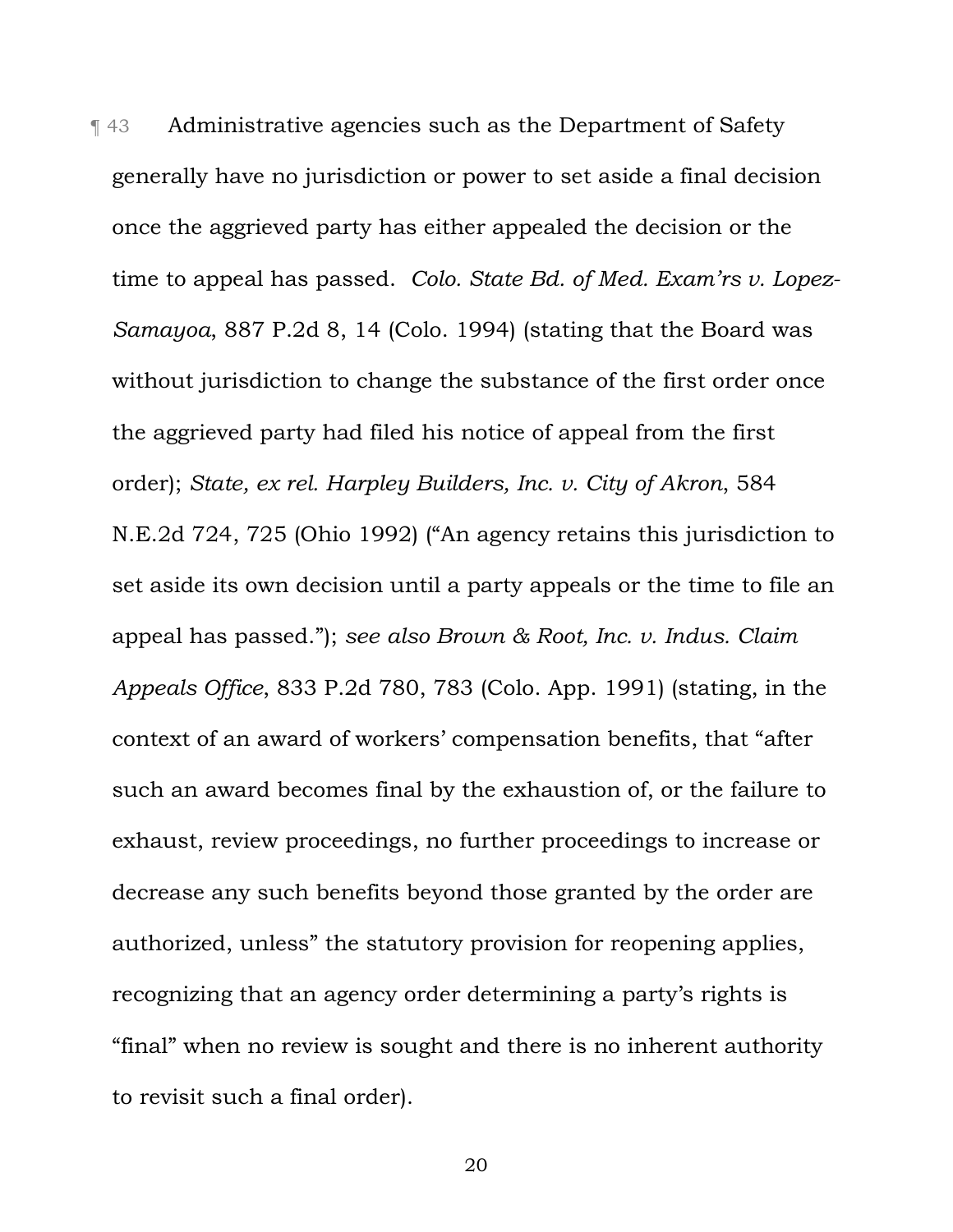¶ 43 Administrative agencies such as the Department of Safety generally have no jurisdiction or power to set aside a final decision once the aggrieved party has either appealed the decision or the time to appeal has passed. *Colo. State Bd. of Med. Exam'rs v. Lopez-Samayoa*, 887 P.2d 8, 14 (Colo. 1994) (stating that the Board was without jurisdiction to change the substance of the first order once the aggrieved party had filed his notice of appeal from the first order); *State, ex rel. Harpley Builders, Inc. v. City of Akron*, 584 N.E.2d 724, 725 (Ohio 1992) ("An agency retains this jurisdiction to set aside its own decision until a party appeals or the time to file an appeal has passed."); *see also Brown & Root, Inc. v. Indus. Claim Appeals Office*, 833 P.2d 780, 783 (Colo. App. 1991) (stating, in the context of an award of workers' compensation benefits, that "after such an award becomes final by the exhaustion of, or the failure to exhaust, review proceedings, no further proceedings to increase or decrease any such benefits beyond those granted by the order are authorized, unless" the statutory provision for reopening applies, recognizing that an agency order determining a party's rights is "final" when no review is sought and there is no inherent authority to revisit such a final order).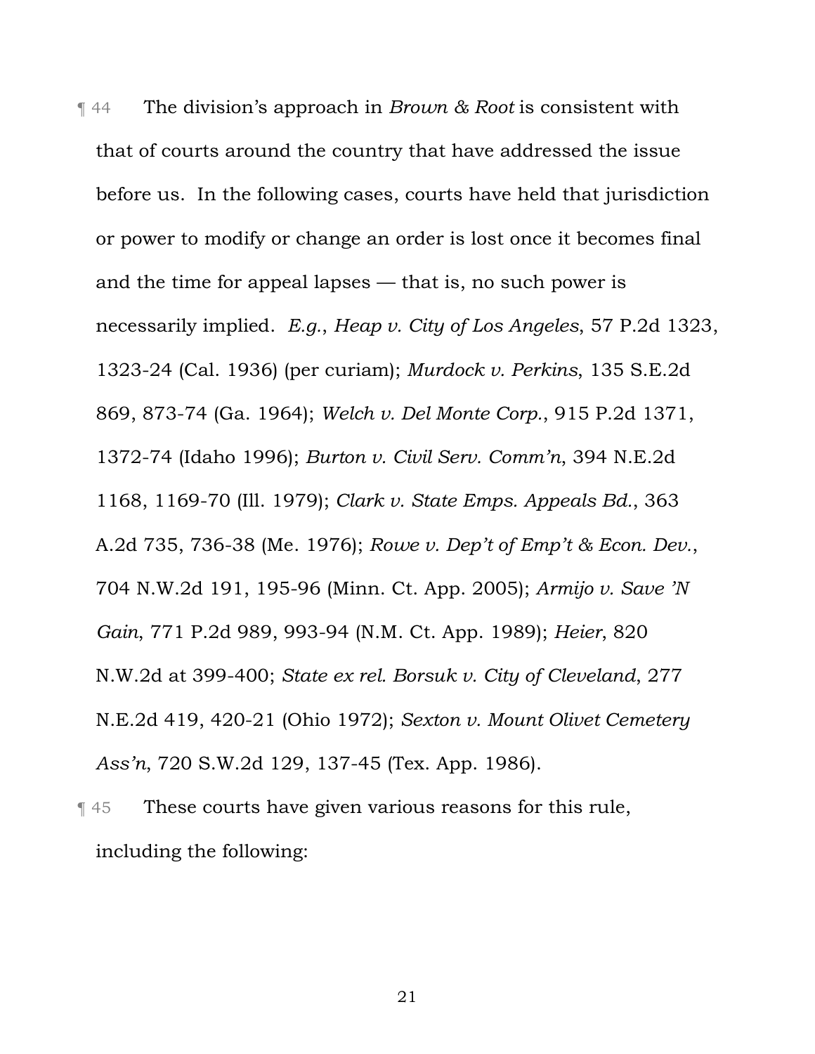¶ 44 The division's approach in *Brown & Root* is consistent with that of courts around the country that have addressed the issue before us. In the following cases, courts have held that jurisdiction or power to modify or change an order is lost once it becomes final and the time for appeal lapses — that is, no such power is necessarily implied. *E.g.*, *Heap v. City of Los Angeles*, 57 P.2d 1323, 1323-24 (Cal. 1936) (per curiam); *Murdock v. Perkins*, 135 S.E.2d 869, 873-74 (Ga. 1964); *Welch v. Del Monte Corp.*, 915 P.2d 1371, 1372-74 (Idaho 1996); *Burton v. Civil Serv. Comm'n*, 394 N.E.2d 1168, 1169-70 (Ill. 1979); *Clark v. State Emps. Appeals Bd.*, 363 A.2d 735, 736-38 (Me. 1976); *Rowe v. Dep't of Emp't & Econ. Dev.*, 704 N.W.2d 191, 195-96 (Minn. Ct. App. 2005); *Armijo v. Save 'N Gain*, 771 P.2d 989, 993-94 (N.M. Ct. App. 1989); *Heier*, 820 N.W.2d at 399-400; *State ex rel. Borsuk v. City of Cleveland*, 277 N.E.2d 419, 420-21 (Ohio 1972); *Sexton v. Mount Olivet Cemetery Ass'n*, 720 S.W.2d 129, 137-45 (Tex. App. 1986).

¶ 45 These courts have given various reasons for this rule, including the following: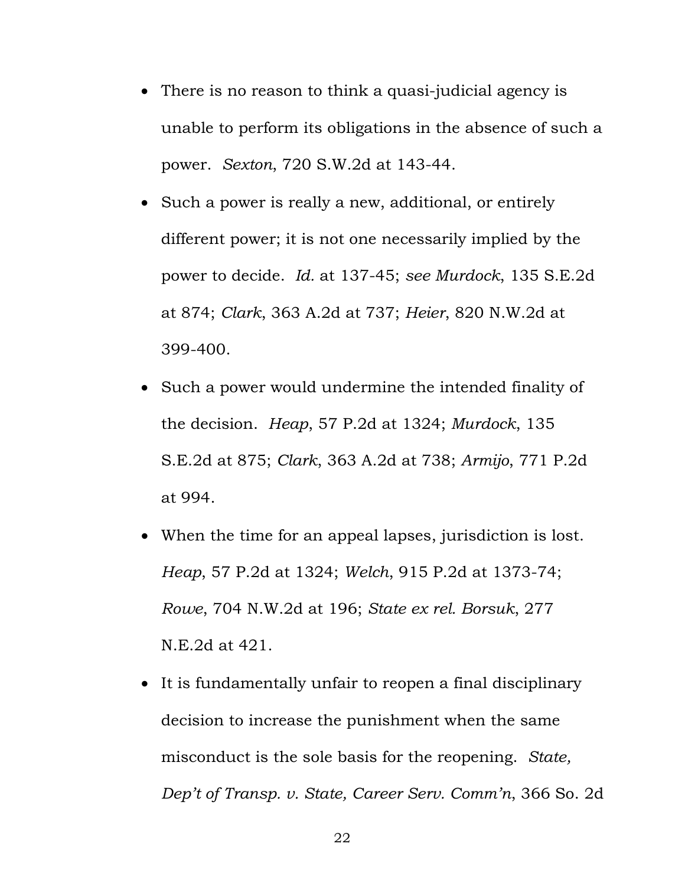- There is no reason to think a quasi-judicial agency is unable to perform its obligations in the absence of such a power. *Sexton*, 720 S.W.2d at 143-44.
- Such a power is really a new, additional, or entirely different power; it is not one necessarily implied by the power to decide. *Id.* at 137-45; *see Murdock*, 135 S.E.2d at 874; *Clark*, 363 A.2d at 737; *Heier*, 820 N.W.2d at 399-400.
- Such a power would undermine the intended finality of the decision. *Heap*, 57 P.2d at 1324; *Murdock*, 135 S.E.2d at 875; *Clark*, 363 A.2d at 738; *Armijo*, 771 P.2d at 994.
- When the time for an appeal lapses, jurisdiction is lost. *Heap*, 57 P.2d at 1324; *Welch*, 915 P.2d at 1373-74; *Rowe*, 704 N.W.2d at 196; *State ex rel. Borsuk*, 277 N.E.2d at 421.
- It is fundamentally unfair to reopen a final disciplinary decision to increase the punishment when the same misconduct is the sole basis for the reopening. *State, Dep't of Transp. v. State, Career Serv. Comm'n*, 366 So. 2d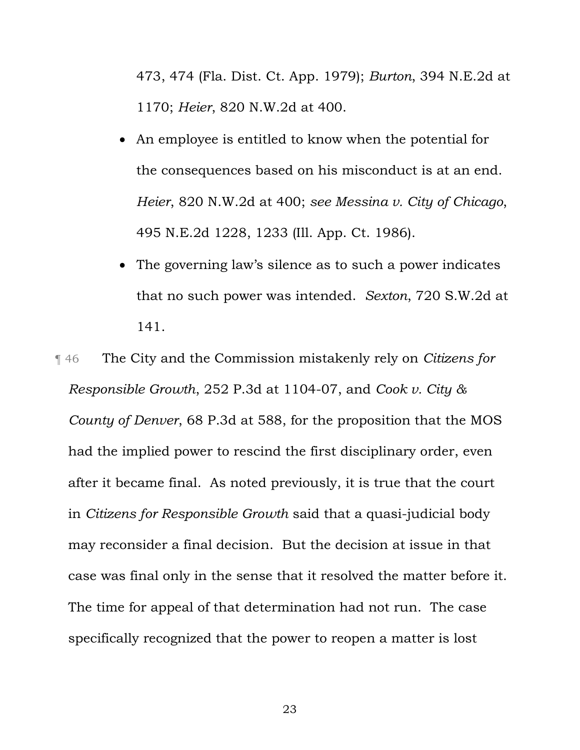473, 474 (Fla. Dist. Ct. App. 1979); *Burton*, 394 N.E.2d at 1170; *Heier*, 820 N.W.2d at 400.

- An employee is entitled to know when the potential for the consequences based on his misconduct is at an end. *Heier*, 820 N.W.2d at 400; *see Messina v. City of Chicago*, 495 N.E.2d 1228, 1233 (Ill. App. Ct. 1986).
- The governing law's silence as to such a power indicates that no such power was intended. *Sexton*, 720 S.W.2d at 141.

¶ 46 The City and the Commission mistakenly rely on *Citizens for Responsible Growth*, 252 P.3d at 1104-07, and *Cook v. City & County of Denver*, 68 P.3d at 588, for the proposition that the MOS had the implied power to rescind the first disciplinary order, even after it became final. As noted previously, it is true that the court in *Citizens for Responsible Growth* said that a quasi-judicial body may reconsider a final decision. But the decision at issue in that case was final only in the sense that it resolved the matter before it. The time for appeal of that determination had not run. The case specifically recognized that the power to reopen a matter is lost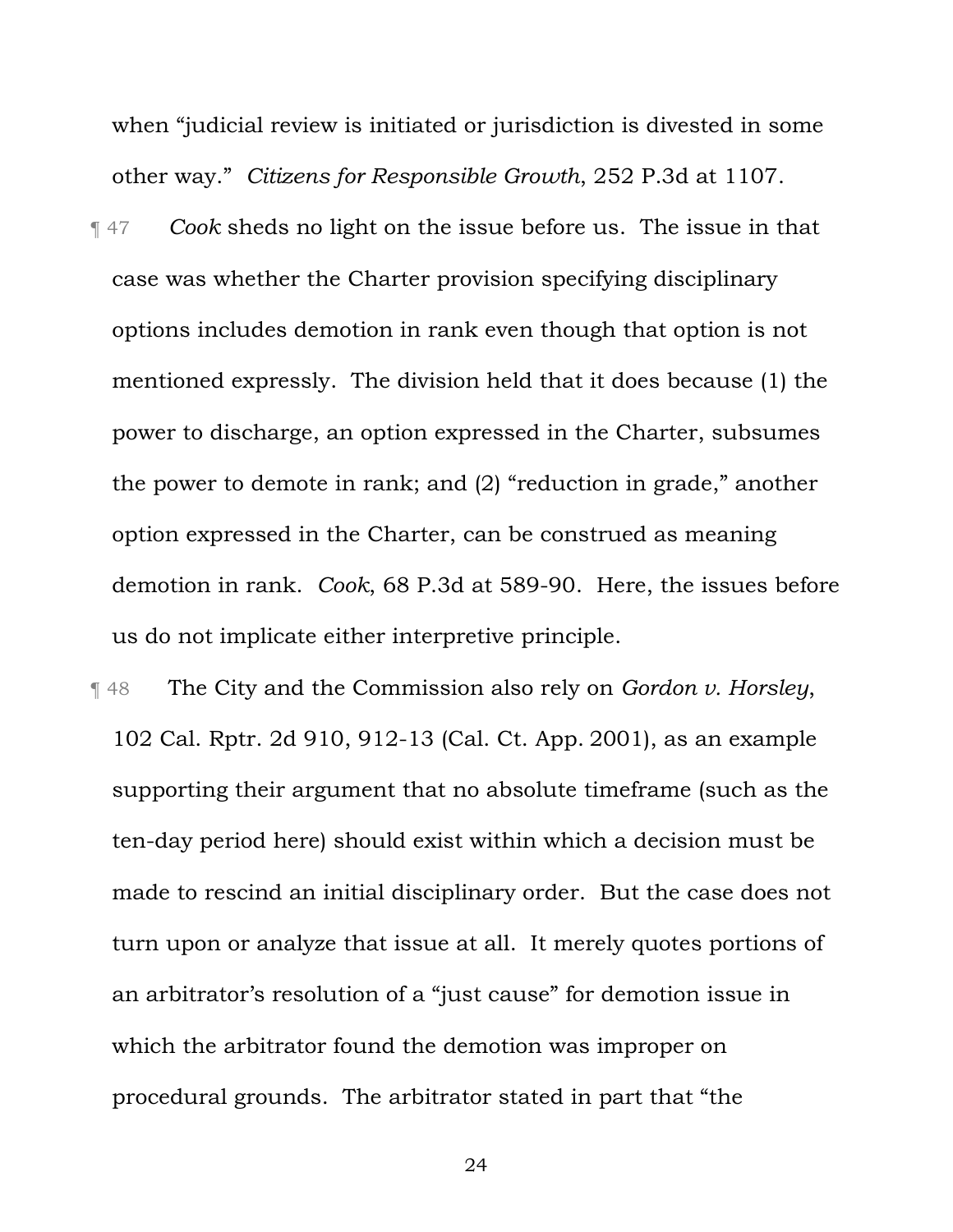when "judicial review is initiated or jurisdiction is divested in some other way." *Citizens for Responsible Growth*, 252 P.3d at 1107.

¶ 47 *Cook* sheds no light on the issue before us. The issue in that case was whether the Charter provision specifying disciplinary options includes demotion in rank even though that option is not mentioned expressly. The division held that it does because (1) the power to discharge, an option expressed in the Charter, subsumes the power to demote in rank; and (2) "reduction in grade," another option expressed in the Charter, can be construed as meaning demotion in rank. *Cook*, 68 P.3d at 589-90. Here, the issues before us do not implicate either interpretive principle.

¶ 48 The City and the Commission also rely on *Gordon v. Horsley*, 102 Cal. Rptr. 2d 910, 912-13 (Cal. Ct. App. 2001), as an example supporting their argument that no absolute timeframe (such as the ten-day period here) should exist within which a decision must be made to rescind an initial disciplinary order. But the case does not turn upon or analyze that issue at all. It merely quotes portions of an arbitrator's resolution of a "just cause" for demotion issue in which the arbitrator found the demotion was improper on procedural grounds. The arbitrator stated in part that "the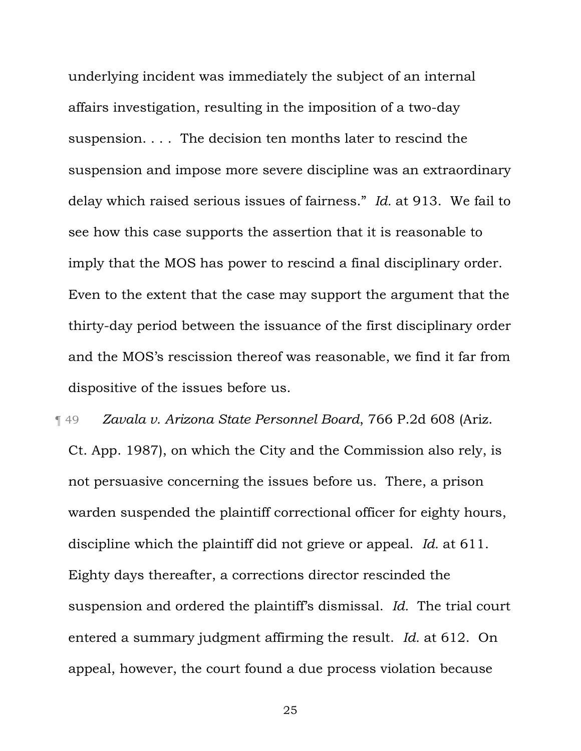underlying incident was immediately the subject of an internal affairs investigation, resulting in the imposition of a two-day suspension. . . . The decision ten months later to rescind the suspension and impose more severe discipline was an extraordinary delay which raised serious issues of fairness." *Id.* at 913. We fail to see how this case supports the assertion that it is reasonable to imply that the MOS has power to rescind a final disciplinary order. Even to the extent that the case may support the argument that the thirty-day period between the issuance of the first disciplinary order and the MOS's rescission thereof was reasonable, we find it far from dispositive of the issues before us.

¶ 49 *Zavala v. Arizona State Personnel Board*, 766 P.2d 608 (Ariz. Ct. App. 1987), on which the City and the Commission also rely, is not persuasive concerning the issues before us. There, a prison warden suspended the plaintiff correctional officer for eighty hours, discipline which the plaintiff did not grieve or appeal. *Id.* at 611. Eighty days thereafter, a corrections director rescinded the suspension and ordered the plaintiff's dismissal. *Id.* The trial court entered a summary judgment affirming the result. *Id.* at 612. On appeal, however, the court found a due process violation because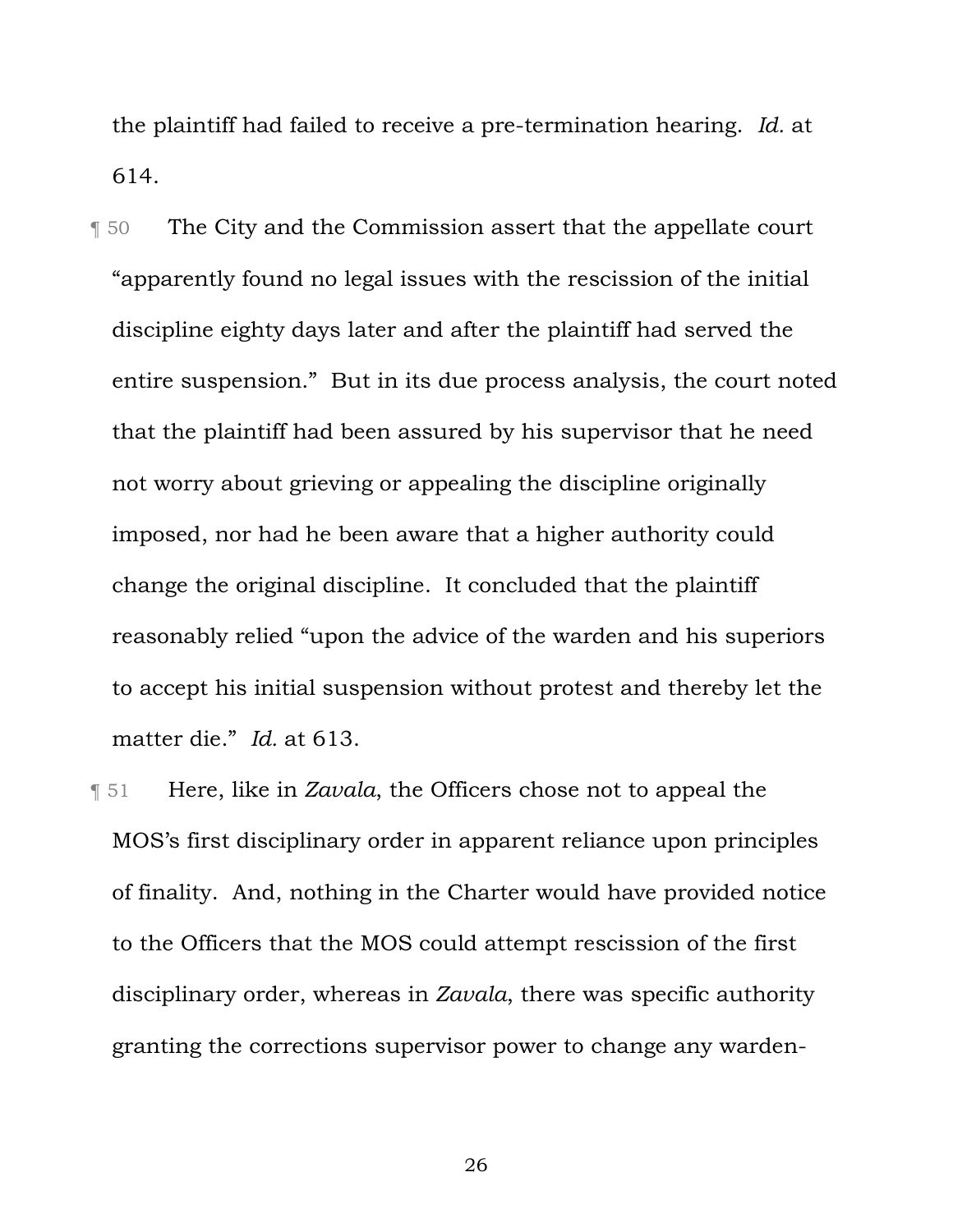the plaintiff had failed to receive a pre-termination hearing. *Id.* at 614.

¶ 50 The City and the Commission assert that the appellate court "apparently found no legal issues with the rescission of the initial discipline eighty days later and after the plaintiff had served the entire suspension." But in its due process analysis, the court noted that the plaintiff had been assured by his supervisor that he need not worry about grieving or appealing the discipline originally imposed, nor had he been aware that a higher authority could change the original discipline. It concluded that the plaintiff reasonably relied "upon the advice of the warden and his superiors to accept his initial suspension without protest and thereby let the matter die." *Id.* at 613.

¶ 51 Here, like in *Zavala*, the Officers chose not to appeal the MOS's first disciplinary order in apparent reliance upon principles of finality. And, nothing in the Charter would have provided notice to the Officers that the MOS could attempt rescission of the first disciplinary order, whereas in *Zavala*, there was specific authority granting the corrections supervisor power to change any warden-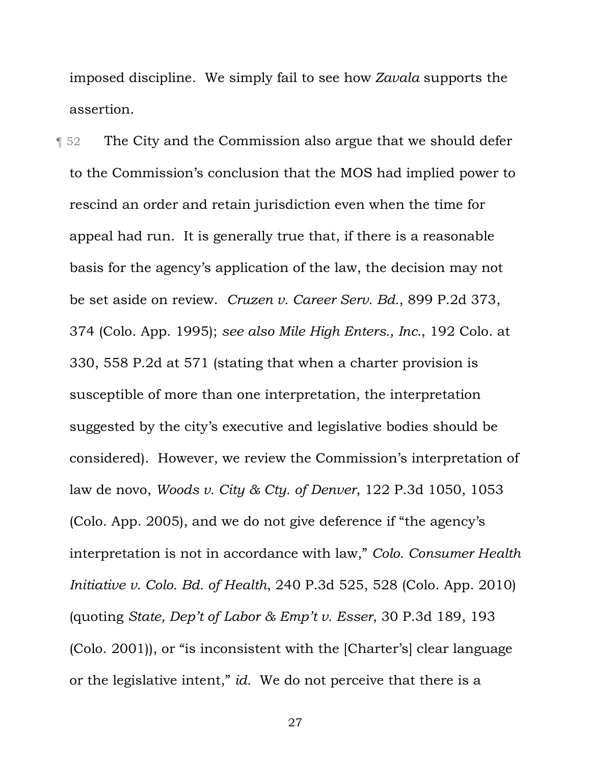imposed discipline. We simply fail to see how *Zavala* supports the assertion.

¶ 52 The City and the Commission also argue that we should defer to the Commission's conclusion that the MOS had implied power to rescind an order and retain jurisdiction even when the time for appeal had run. It is generally true that, if there is a reasonable basis for the agency's application of the law, the decision may not be set aside on review. *Cruzen v. Career Serv. Bd.*, 899 P.2d 373, 374 (Colo. App. 1995); *see also Mile High Enters., Inc.*, 192 Colo. at 330, 558 P.2d at 571 (stating that when a charter provision is susceptible of more than one interpretation, the interpretation suggested by the city's executive and legislative bodies should be considered). However, we review the Commission's interpretation of law de novo, *Woods v. City & Cty. of Denver*, 122 P.3d 1050, 1053 (Colo. App. 2005), and we do not give deference if "the agency's interpretation is not in accordance with law," *Colo. Consumer Health Initiative v. Colo. Bd. of Health*, 240 P.3d 525, 528 (Colo. App. 2010) (quoting *State, Dep't of Labor & Emp't v. Esser*, 30 P.3d 189, 193 (Colo. 2001)), or "is inconsistent with the [Charter's] clear language or the legislative intent," *id.* We do not perceive that there is a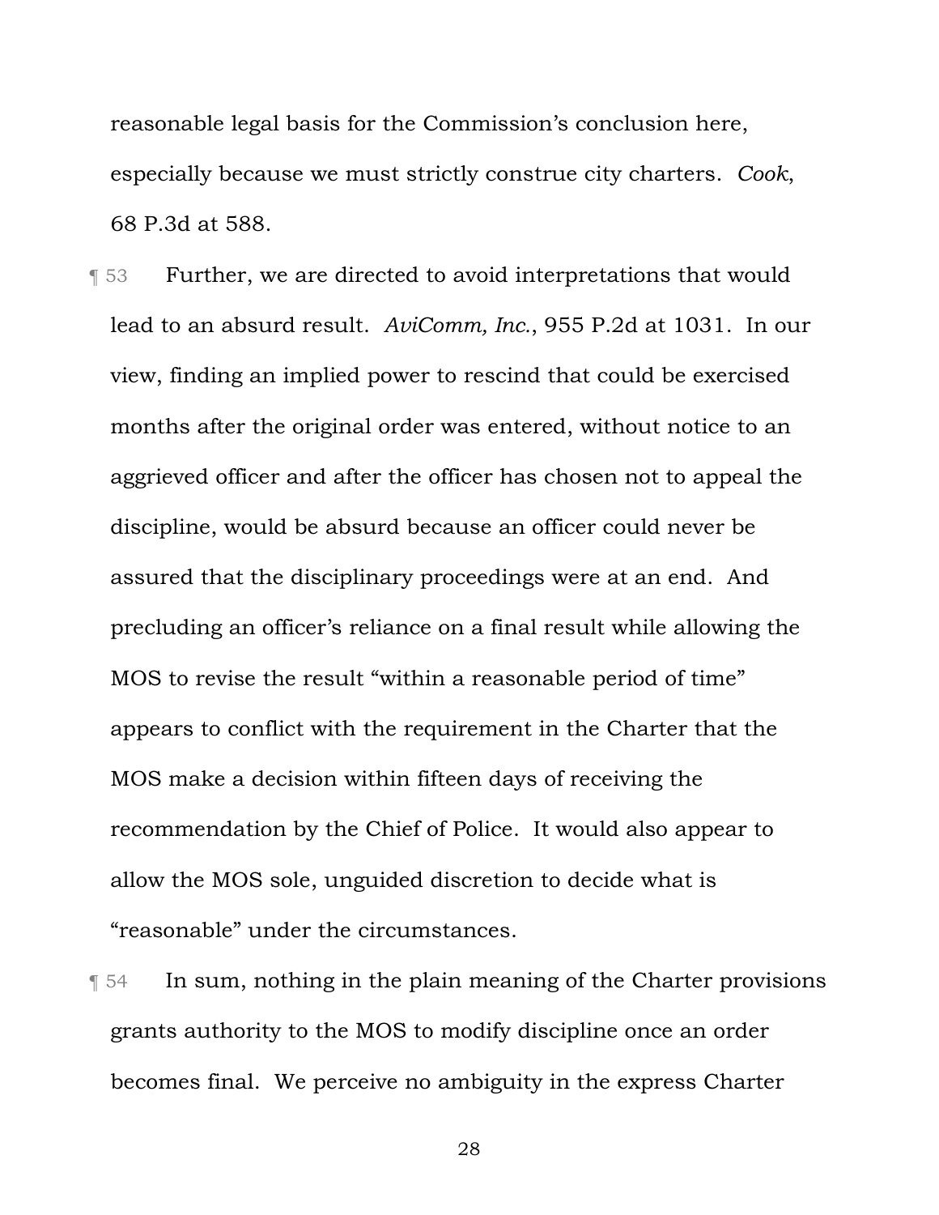reasonable legal basis for the Commission's conclusion here, especially because we must strictly construe city charters. *Cook*, 68 P.3d at 588.

¶ 53 Further, we are directed to avoid interpretations that would lead to an absurd result. *AviComm, Inc.*, 955 P.2d at 1031. In our view, finding an implied power to rescind that could be exercised months after the original order was entered, without notice to an aggrieved officer and after the officer has chosen not to appeal the discipline, would be absurd because an officer could never be assured that the disciplinary proceedings were at an end. And precluding an officer's reliance on a final result while allowing the MOS to revise the result "within a reasonable period of time" appears to conflict with the requirement in the Charter that the MOS make a decision within fifteen days of receiving the recommendation by the Chief of Police. It would also appear to allow the MOS sole, unguided discretion to decide what is "reasonable" under the circumstances.

¶ 54 In sum, nothing in the plain meaning of the Charter provisions grants authority to the MOS to modify discipline once an order becomes final. We perceive no ambiguity in the express Charter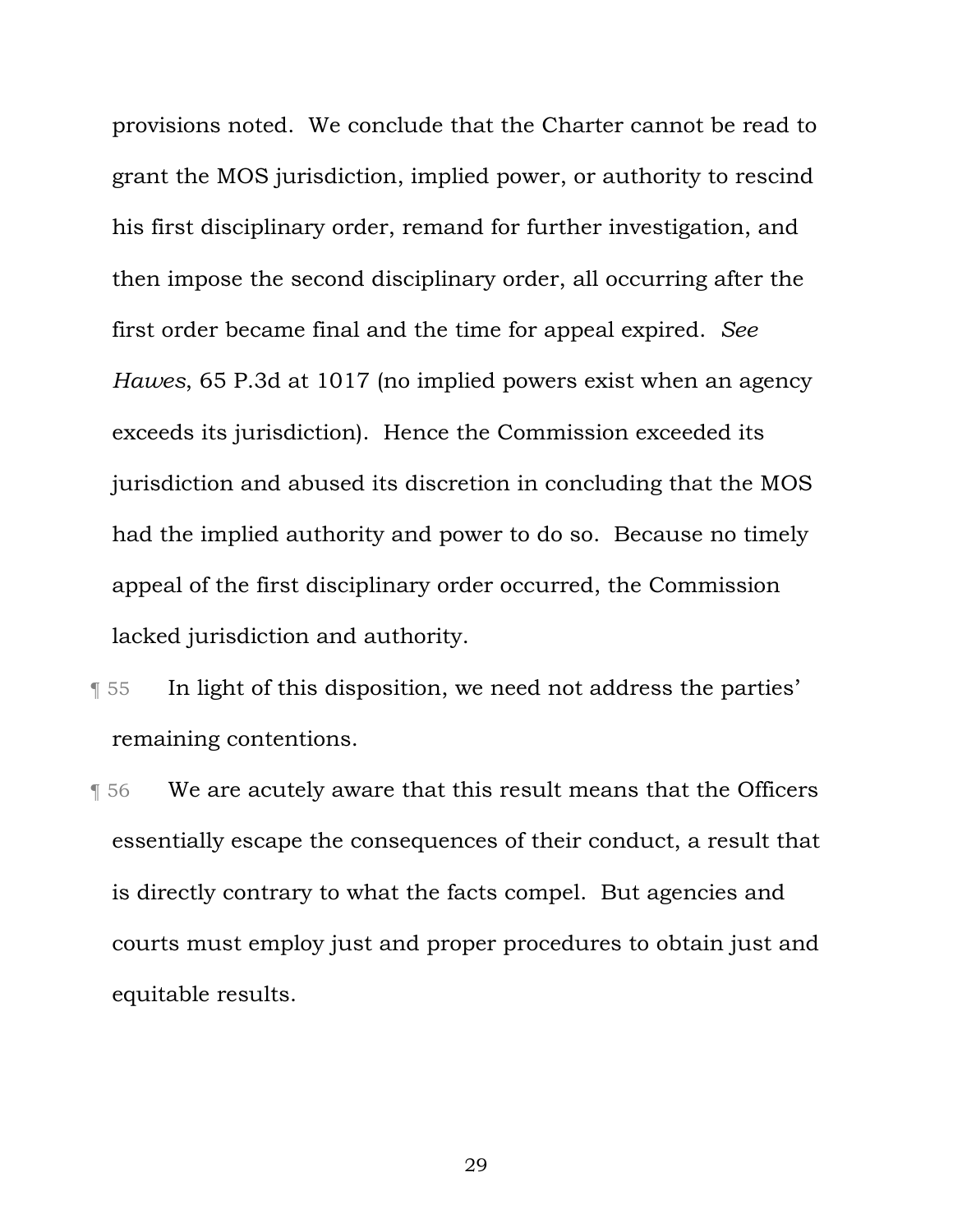provisions noted. We conclude that the Charter cannot be read to grant the MOS jurisdiction, implied power, or authority to rescind his first disciplinary order, remand for further investigation, and then impose the second disciplinary order, all occurring after the first order became final and the time for appeal expired. *See Hawes*, 65 P.3d at 1017 (no implied powers exist when an agency exceeds its jurisdiction). Hence the Commission exceeded its jurisdiction and abused its discretion in concluding that the MOS had the implied authority and power to do so. Because no timely appeal of the first disciplinary order occurred, the Commission lacked jurisdiction and authority.

¶ 55 In light of this disposition, we need not address the parties' remaining contentions.

¶ 56 We are acutely aware that this result means that the Officers essentially escape the consequences of their conduct, a result that is directly contrary to what the facts compel. But agencies and courts must employ just and proper procedures to obtain just and equitable results.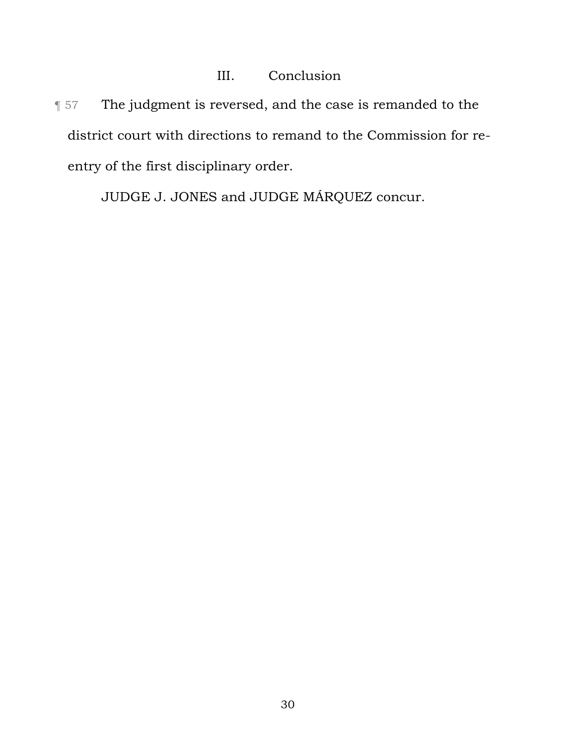## III. Conclusion

¶ 57 The judgment is reversed, and the case is remanded to the district court with directions to remand to the Commission for re-entry of the first disciplinary order.

JUDGE J. JONES and JUDGE MÁRQUEZ concur.